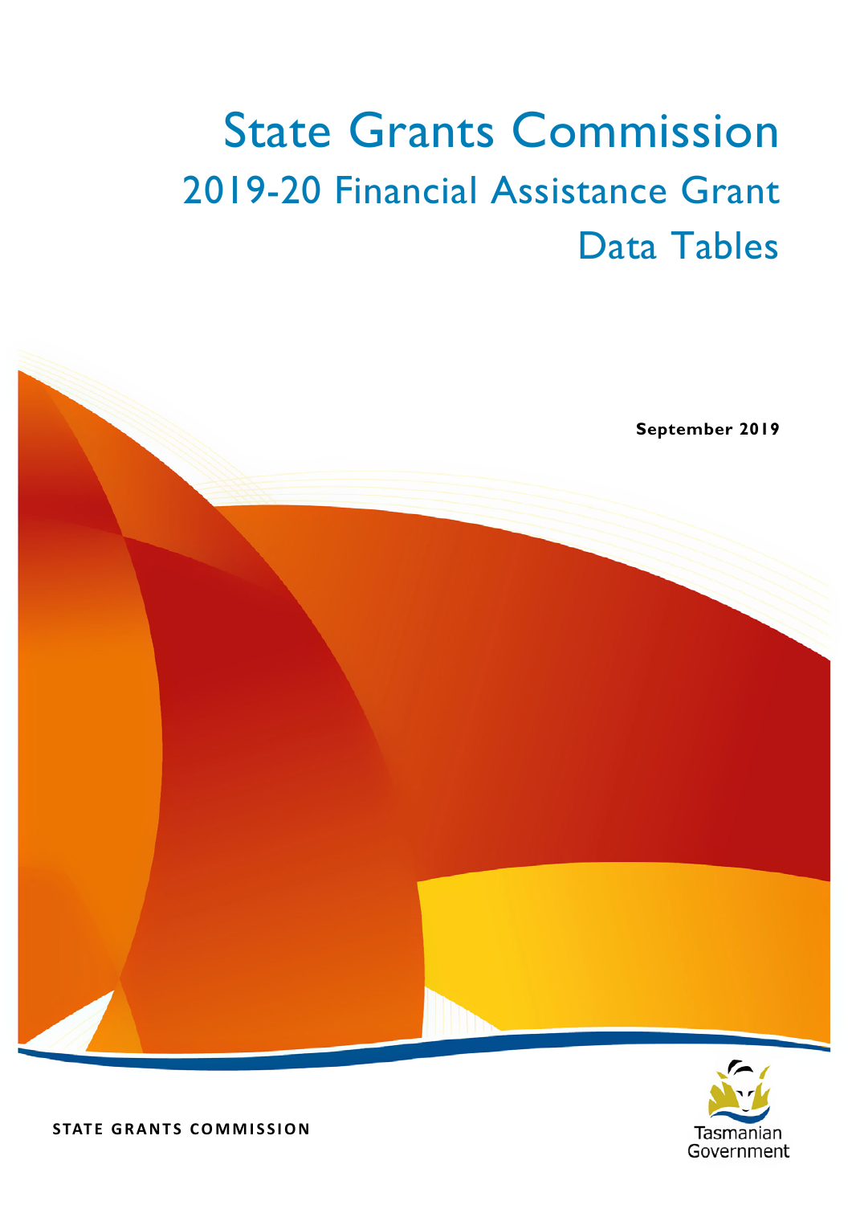# State Grants Commission

## 2019-20 Financial Assistance Grant Data Tables

**September 2019**

**STATE GRANTS COMMISSION**

Tasmanian Government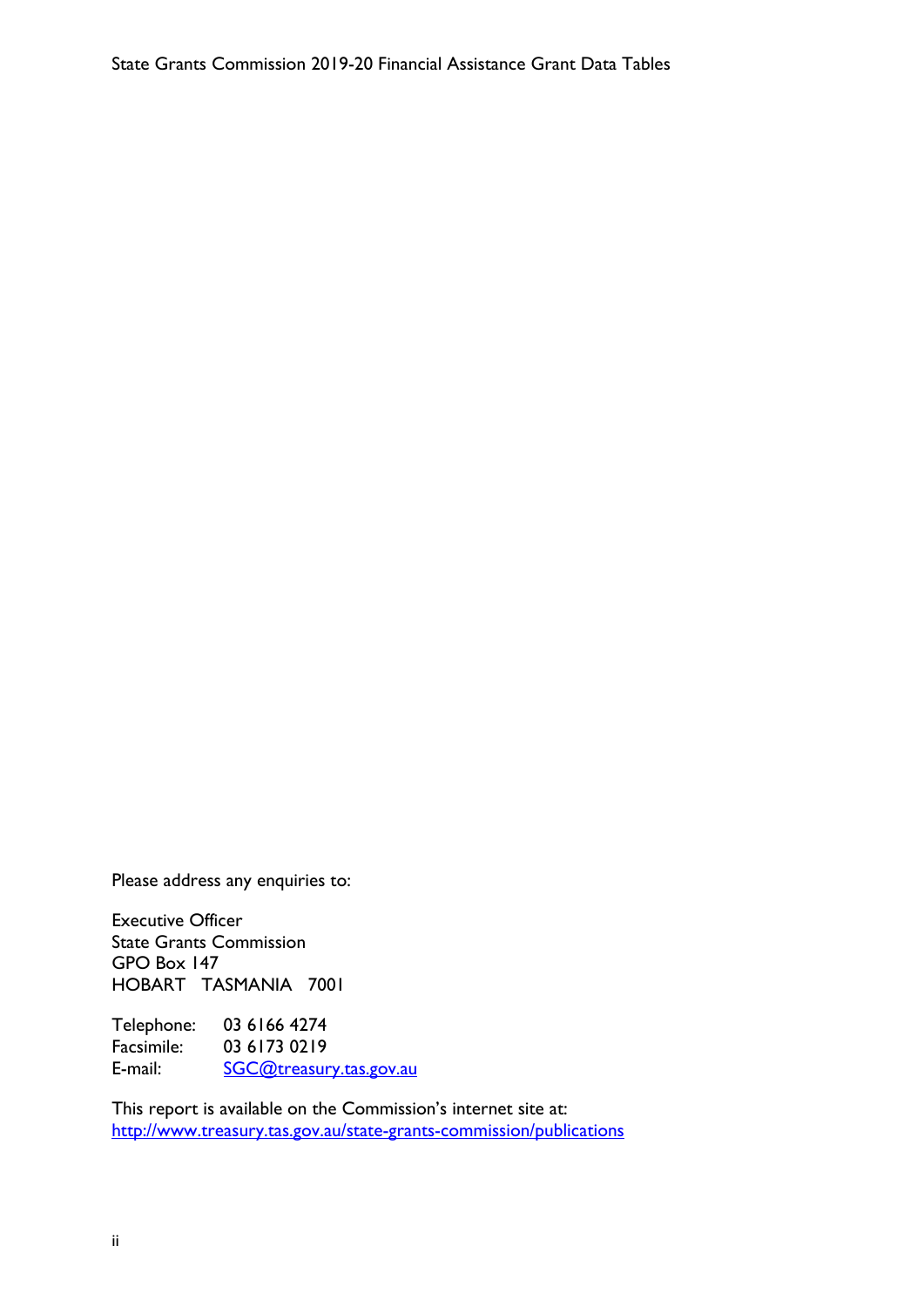Please address any enquiries to:

Executive Officer
State Grants Commission
GPO Box 147
HOBART TASMANIA 7001

Telephone: 03 6166 4274
Facsimile: 03 6173 0219
E-mail: SGC@treasury.tas.gov.au

This report is available on the Commission's internet site at:
http://www.treasury.tas.gov.au/state-grants-commission/publications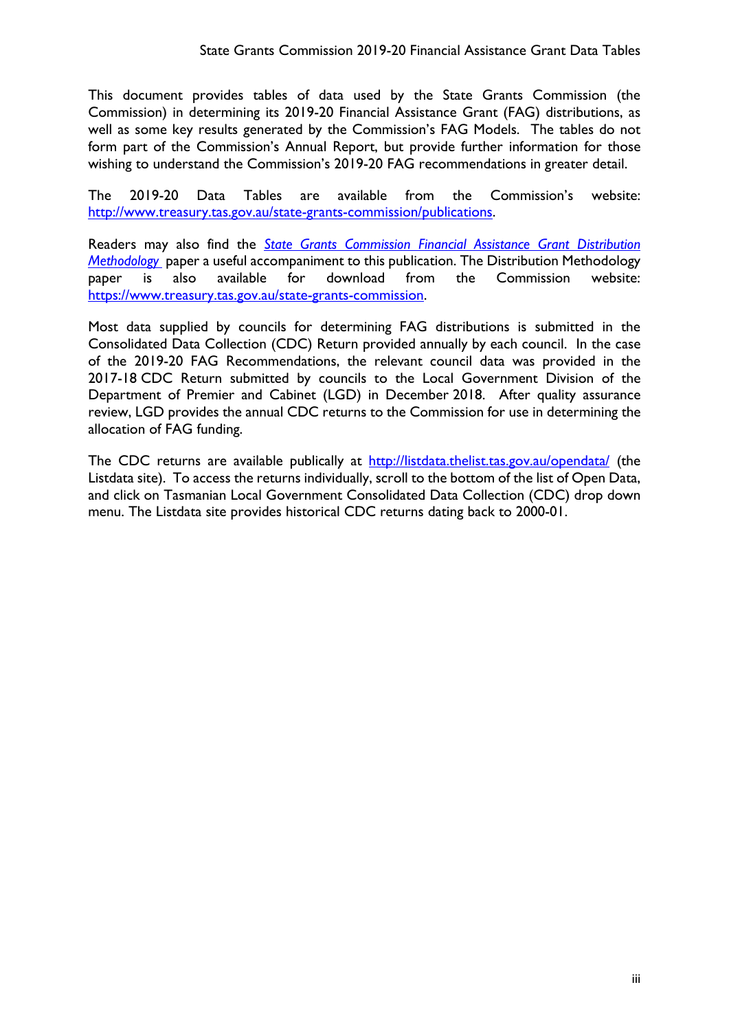This document provides tables of data used by the State Grants Commission (the Commission) in determining its 2019-20 Financial Assistance Grant (FAG) distributions, as well as some key results generated by the Commission's FAG Models. The tables do not form part of the Commission's Annual Report, but provide further information for those wishing to understand the Commission's 2019-20 FAG recommendations in greater detail.

The 2019-20 Data Tables are available from the Commission's website: http://www.treasury.tas.gov.au/state-grants-commission/publications.

Readers may also find the *State Grants Commission Financial Assistance Grant Distribution Methodology* paper a useful accompaniment to this publication. The Distribution Methodology paper is also available for download from the Commission website: https://www.treasury.tas.gov.au/state-grants-commission.

Most data supplied by councils for determining FAG distributions is submitted in the Consolidated Data Collection (CDC) Return provided annually by each council. In the case of the 2019-20 FAG Recommendations, the relevant council data was provided in the 2017-18 CDC Return submitted by councils to the Local Government Division of the Department of Premier and Cabinet (LGD) in December 2018. After quality assurance review, LGD provides the annual CDC returns to the Commission for use in determining the allocation of FAG funding.

The CDC returns are available publically at http://listdata.thelist.tas.gov.au/opendata/ (the Listdata site). To access the returns individually, scroll to the bottom of the list of Open Data, and click on Tasmanian Local Government Consolidated Data Collection (CDC) drop down menu. The Listdata site provides historical CDC returns dating back to 2000-01.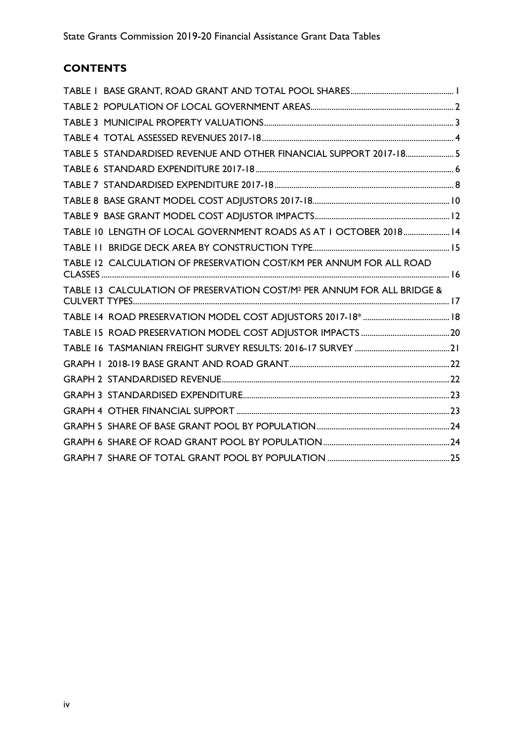## CONTENTS

- TABLE 1 BASE GRANT, ROAD GRANT AND TOTAL POOL SHARES ........ 1
- TABLE 2 POPULATION OF LOCAL GOVERNMENT AREAS ........ 2
- TABLE 3 MUNICIPAL PROPERTY VALUATIONS ........ 3
- TABLE 4 TOTAL ASSESSED REVENUES 2017-18 ........ 4
- TABLE 5 STANDARDISED REVENUE AND OTHER FINANCIAL SUPPORT 2017-18 ........ 5
- TABLE 6 STANDARD EXPENDITURE 2017-18 ........ 6
- TABLE 7 STANDARDISED EXPENDITURE 2017-18 ........ 8
- TABLE 8 BASE GRANT MODEL COST ADJUSTORS 2017-18 ........ 10
- TABLE 9 BASE GRANT MODEL COST ADJUSTOR IMPACTS ........ 12
- TABLE 10 LENGTH OF LOCAL GOVERNMENT ROADS AS AT 1 OCTOBER 2018 ........ 14
- TABLE 11 BRIDGE DECK AREA BY CONSTRUCTION TYPE ........ 15
- TABLE 12 CALCULATION OF PRESERVATION COST/KM PER ANNUM FOR ALL ROAD CLASSES ........ 16
- TABLE 13 CALCULATION OF PRESERVATION COST/M² PER ANNUM FOR ALL BRIDGE & CULVERT TYPES ........ 17
- TABLE 14 ROAD PRESERVATION MODEL COST ADJUSTORS 2017-18* ........ 18
- TABLE 15 ROAD PRESERVATION MODEL COST ADJUSTOR IMPACTS ........ 20
- TABLE 16 TASMANIAN FREIGHT SURVEY RESULTS: 2016-17 SURVEY ........ 21
- GRAPH 1 2018-19 BASE GRANT AND ROAD GRANT ........ 22
- GRAPH 2 STANDARDISED REVENUE ........ 22
- GRAPH 3 STANDARDISED EXPENDITURE ........ 23
- GRAPH 4 OTHER FINANCIAL SUPPORT ........ 23
- GRAPH 5 SHARE OF BASE GRANT POOL BY POPULATION ........ 24
- GRAPH 6 SHARE OF ROAD GRANT POOL BY POPULATION ........ 24
- GRAPH 7 SHARE OF TOTAL GRANT POOL BY POPULATION ........ 25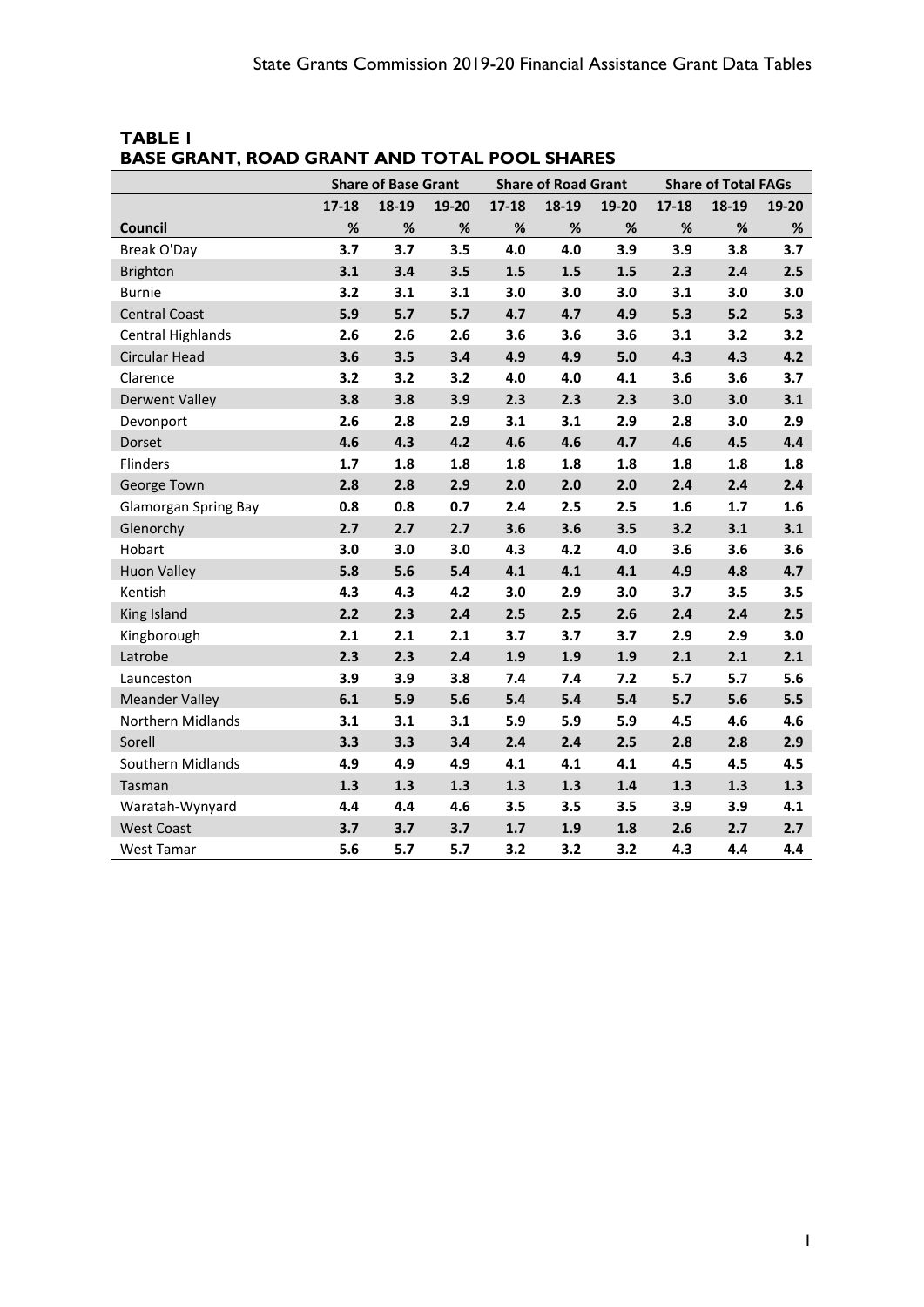**TABLE 1**
**BASE GRANT, ROAD GRANT AND TOTAL POOL SHARES**

| | Share of Base Grant | | | Share of Road Grant | | | Share of Total FAGs | | |
|---|---|---|---|---|---|---|---|---|---|
| | 17-18 | 18-19 | 19-20 | 17-18 | 18-19 | 19-20 | 17-18 | 18-19 | 19-20 |
| **Council** | **%** | **%** | **%** | **%** | **%** | **%** | **%** | **%** | **%** |
| Break O'Day | **3.7** | **3.7** | **3.5** | **4.0** | **4.0** | **3.9** | **3.9** | **3.8** | **3.7** |
| Brighton | **3.1** | **3.4** | **3.5** | **1.5** | **1.5** | **1.5** | **2.3** | **2.4** | **2.5** |
| Burnie | **3.2** | **3.1** | **3.1** | **3.0** | **3.0** | **3.0** | **3.1** | **3.0** | **3.0** |
| Central Coast | **5.9** | **5.7** | **5.7** | **4.7** | **4.7** | **4.9** | **5.3** | **5.2** | **5.3** |
| Central Highlands | **2.6** | **2.6** | **2.6** | **3.6** | **3.6** | **3.6** | **3.1** | **3.2** | **3.2** |
| Circular Head | **3.6** | **3.5** | **3.4** | **4.9** | **4.9** | **5.0** | **4.3** | **4.3** | **4.2** |
| Clarence | **3.2** | **3.2** | **3.2** | **4.0** | **4.0** | **4.1** | **3.6** | **3.6** | **3.7** |
| Derwent Valley | **3.8** | **3.8** | **3.9** | **2.3** | **2.3** | **2.3** | **3.0** | **3.0** | **3.1** |
| Devonport | **2.6** | **2.8** | **2.9** | **3.1** | **3.1** | **2.9** | **2.8** | **3.0** | **2.9** |
| Dorset | **4.6** | **4.3** | **4.2** | **4.6** | **4.6** | **4.7** | **4.6** | **4.5** | **4.4** |
| Flinders | **1.7** | **1.8** | **1.8** | **1.8** | **1.8** | **1.8** | **1.8** | **1.8** | **1.8** |
| George Town | **2.8** | **2.8** | **2.9** | **2.0** | **2.0** | **2.0** | **2.4** | **2.4** | **2.4** |
| Glamorgan Spring Bay | **0.8** | **0.8** | **0.7** | **2.4** | **2.5** | **2.5** | **1.6** | **1.7** | **1.6** |
| Glenorchy | **2.7** | **2.7** | **2.7** | **3.6** | **3.6** | **3.5** | **3.2** | **3.1** | **3.1** |
| Hobart | **3.0** | **3.0** | **3.0** | **4.3** | **4.2** | **4.0** | **3.6** | **3.6** | **3.6** |
| Huon Valley | **5.8** | **5.6** | **5.4** | **4.1** | **4.1** | **4.1** | **4.9** | **4.8** | **4.7** |
| Kentish | **4.3** | **4.3** | **4.2** | **3.0** | **2.9** | **3.0** | **3.7** | **3.5** | **3.5** |
| King Island | **2.2** | **2.3** | **2.4** | **2.5** | **2.5** | **2.6** | **2.4** | **2.4** | **2.5** |
| Kingborough | **2.1** | **2.1** | **2.1** | **3.7** | **3.7** | **3.7** | **2.9** | **2.9** | **3.0** |
| Latrobe | **2.3** | **2.3** | **2.4** | **1.9** | **1.9** | **1.9** | **2.1** | **2.1** | **2.1** |
| Launceston | **3.9** | **3.9** | **3.8** | **7.4** | **7.4** | **7.2** | **5.7** | **5.7** | **5.6** |
| Meander Valley | **6.1** | **5.9** | **5.6** | **5.4** | **5.4** | **5.4** | **5.7** | **5.6** | **5.5** |
| Northern Midlands | **3.1** | **3.1** | **3.1** | **5.9** | **5.9** | **5.9** | **4.5** | **4.6** | **4.6** |
| Sorell | **3.3** | **3.3** | **3.4** | **2.4** | **2.4** | **2.5** | **2.8** | **2.8** | **2.9** |
| Southern Midlands | **4.9** | **4.9** | **4.9** | **4.1** | **4.1** | **4.1** | **4.5** | **4.5** | **4.5** |
| Tasman | **1.3** | **1.3** | **1.3** | **1.3** | **1.3** | **1.4** | **1.3** | **1.3** | **1.3** |
| Waratah-Wynyard | **4.4** | **4.4** | **4.6** | **3.5** | **3.5** | **3.5** | **3.9** | **3.9** | **4.1** |
| West Coast | **3.7** | **3.7** | **3.7** | **1.7** | **1.9** | **1.8** | **2.6** | **2.7** | **2.7** |
| West Tamar | **5.6** | **5.7** | **5.7** | **3.2** | **3.2** | **3.2** | **4.3** | **4.4** | **4.4** |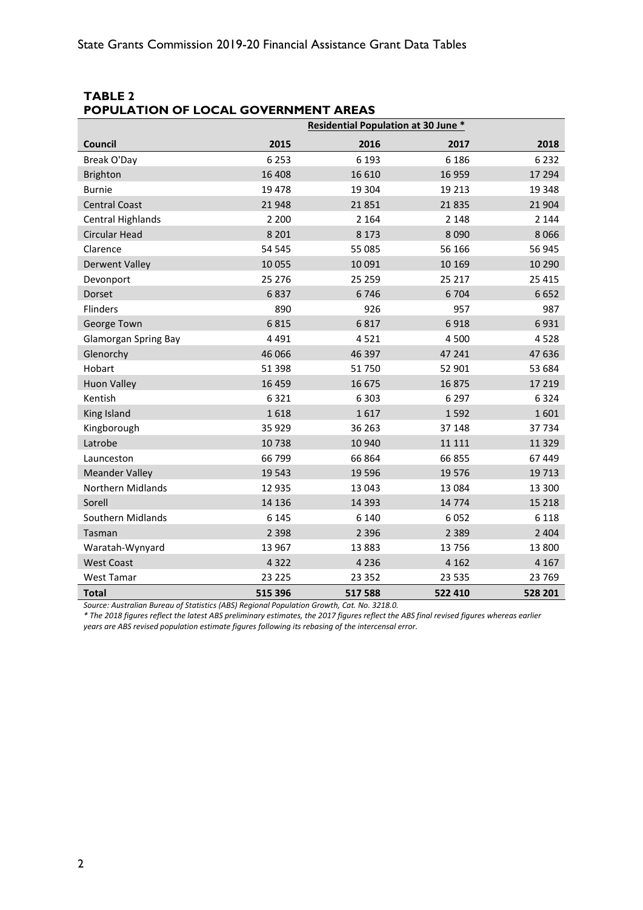## TABLE 2
## POPULATION OF LOCAL GOVERNMENT AREAS

| | Residential Population at 30 June * | | | |
|---|---|---|---|---|
| **Council** | **2015** | **2016** | **2017** | **2018** |
| Break O'Day | 6 253 | 6 193 | 6 186 | 6 232 |
| Brighton | 16 408 | 16 610 | 16 959 | 17 294 |
| Burnie | 19 478 | 19 304 | 19 213 | 19 348 |
| Central Coast | 21 948 | 21 851 | 21 835 | 21 904 |
| Central Highlands | 2 200 | 2 164 | 2 148 | 2 144 |
| Circular Head | 8 201 | 8 173 | 8 090 | 8 066 |
| Clarence | 54 545 | 55 085 | 56 166 | 56 945 |
| Derwent Valley | 10 055 | 10 091 | 10 169 | 10 290 |
| Devonport | 25 276 | 25 259 | 25 217 | 25 415 |
| Dorset | 6 837 | 6 746 | 6 704 | 6 652 |
| Flinders | 890 | 926 | 957 | 987 |
| George Town | 6 815 | 6 817 | 6 918 | 6 931 |
| Glamorgan Spring Bay | 4 491 | 4 521 | 4 500 | 4 528 |
| Glenorchy | 46 066 | 46 397 | 47 241 | 47 636 |
| Hobart | 51 398 | 51 750 | 52 901 | 53 684 |
| Huon Valley | 16 459 | 16 675 | 16 875 | 17 219 |
| Kentish | 6 321 | 6 303 | 6 297 | 6 324 |
| King Island | 1 618 | 1 617 | 1 592 | 1 601 |
| Kingborough | 35 929 | 36 263 | 37 148 | 37 734 |
| Latrobe | 10 738 | 10 940 | 11 111 | 11 329 |
| Launceston | 66 799 | 66 864 | 66 855 | 67 449 |
| Meander Valley | 19 543 | 19 596 | 19 576 | 19 713 |
| Northern Midlands | 12 935 | 13 043 | 13 084 | 13 300 |
| Sorell | 14 136 | 14 393 | 14 774 | 15 218 |
| Southern Midlands | 6 145 | 6 140 | 6 052 | 6 118 |
| Tasman | 2 398 | 2 396 | 2 389 | 2 404 |
| Waratah-Wynyard | 13 967 | 13 883 | 13 756 | 13 800 |
| West Coast | 4 322 | 4 236 | 4 162 | 4 167 |
| West Tamar | 23 225 | 23 352 | 23 535 | 23 769 |
| **Total** | **515 396** | **517 588** | **522 410** | **528 201** |

*Source: Australian Bureau of Statistics (ABS) Regional Population Growth, Cat. No. 3218.0.*

*\* The 2018 figures reflect the latest ABS preliminary estimates, the 2017 figures reflect the ABS final revised figures whereas earlier years are ABS revised population estimate figures following its rebasing of the intercensal error.*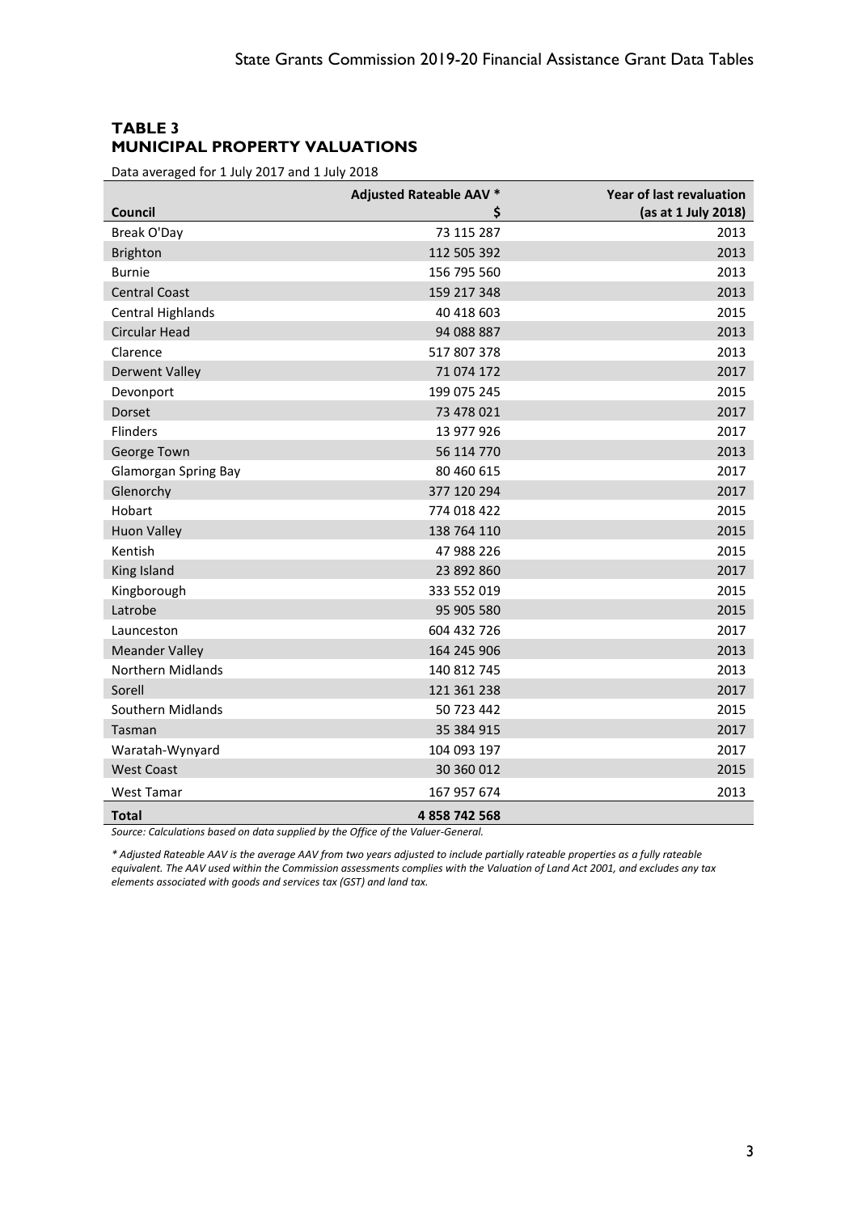## TABLE 3
## MUNICIPAL PROPERTY VALUATIONS

Data averaged for 1 July 2017 and 1 July 2018

| Council | Adjusted Rateable AAV * $ | Year of last revaluation (as at 1 July 2018) |
|---|---|---|
| Break O'Day | 73 115 287 | 2013 |
| Brighton | 112 505 392 | 2013 |
| Burnie | 156 795 560 | 2013 |
| Central Coast | 159 217 348 | 2013 |
| Central Highlands | 40 418 603 | 2015 |
| Circular Head | 94 088 887 | 2013 |
| Clarence | 517 807 378 | 2013 |
| Derwent Valley | 71 074 172 | 2017 |
| Devonport | 199 075 245 | 2015 |
| Dorset | 73 478 021 | 2017 |
| Flinders | 13 977 926 | 2017 |
| George Town | 56 114 770 | 2013 |
| Glamorgan Spring Bay | 80 460 615 | 2017 |
| Glenorchy | 377 120 294 | 2017 |
| Hobart | 774 018 422 | 2015 |
| Huon Valley | 138 764 110 | 2015 |
| Kentish | 47 988 226 | 2015 |
| King Island | 23 892 860 | 2017 |
| Kingborough | 333 552 019 | 2015 |
| Latrobe | 95 905 580 | 2015 |
| Launceston | 604 432 726 | 2017 |
| Meander Valley | 164 245 906 | 2013 |
| Northern Midlands | 140 812 745 | 2013 |
| Sorell | 121 361 238 | 2017 |
| Southern Midlands | 50 723 442 | 2015 |
| Tasman | 35 384 915 | 2017 |
| Waratah-Wynyard | 104 093 197 | 2017 |
| West Coast | 30 360 012 | 2015 |
| West Tamar | 167 957 674 | 2013 |
| **Total** | **4 858 742 568** | |

*Source: Calculations based on data supplied by the Office of the Valuer-General.*

*\* Adjusted Rateable AAV is the average AAV from two years adjusted to include partially rateable properties as a fully rateable equivalent. The AAV used within the Commission assessments complies with the Valuation of Land Act 2001, and excludes any tax elements associated with goods and services tax (GST) and land tax.*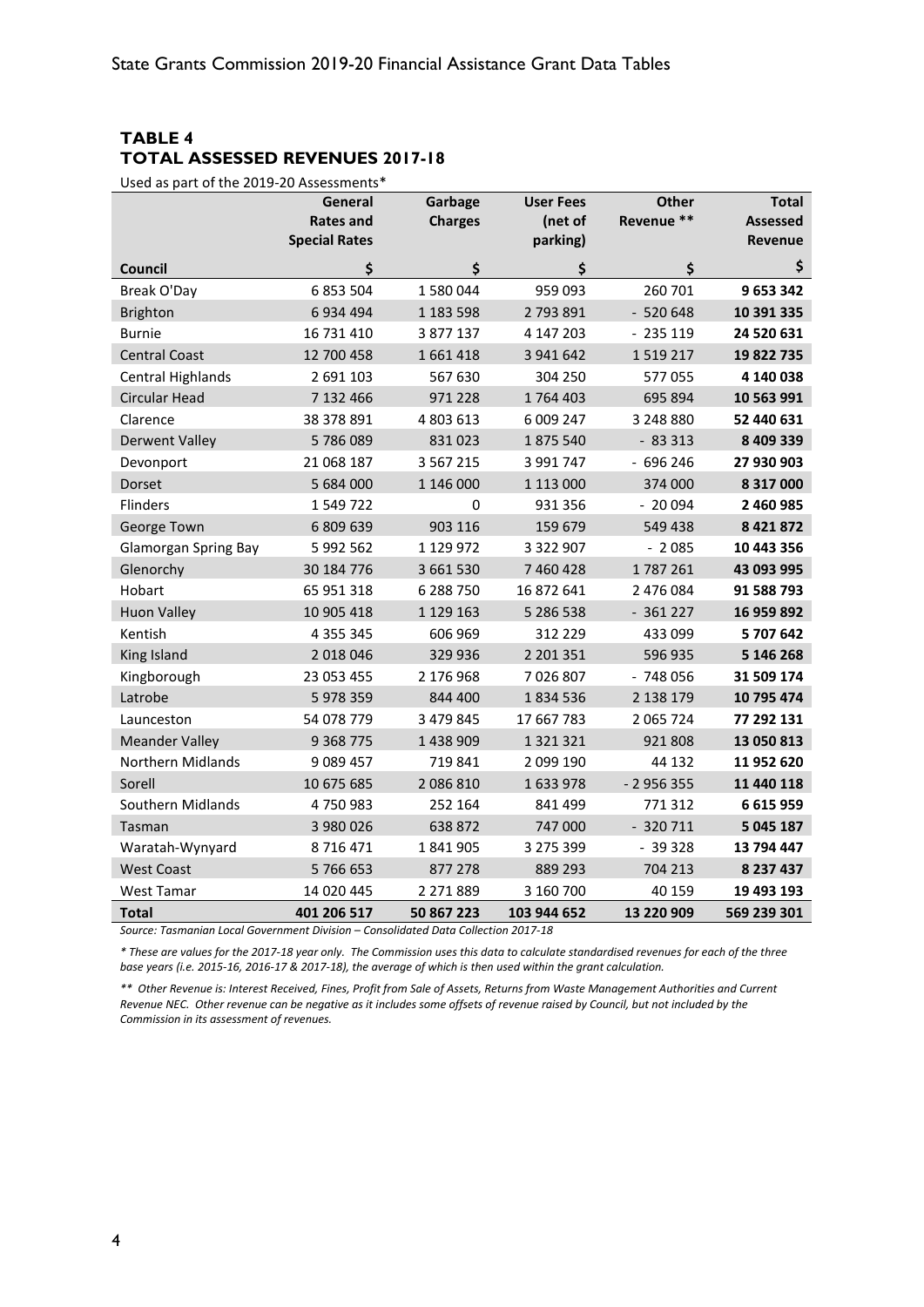**TABLE 4**
**TOTAL ASSESSED REVENUES 2017-18**

Used as part of the 2019-20 Assessments*

| Council | General Rates and Special Rates $ | Garbage Charges $ | User Fees (net of parking) $ | Other Revenue ** $ | Total Assessed Revenue $ |
|---|---|---|---|---|---|
| Break O'Day | 6 853 504 | 1 580 044 | 959 093 | 260 701 | **9 653 342** |
| Brighton | 6 934 494 | 1 183 598 | 2 793 891 | - 520 648 | **10 391 335** |
| Burnie | 16 731 410 | 3 877 137 | 4 147 203 | - 235 119 | **24 520 631** |
| Central Coast | 12 700 458 | 1 661 418 | 3 941 642 | 1 519 217 | **19 822 735** |
| Central Highlands | 2 691 103 | 567 630 | 304 250 | 577 055 | **4 140 038** |
| Circular Head | 7 132 466 | 971 228 | 1 764 403 | 695 894 | **10 563 991** |
| Clarence | 38 378 891 | 4 803 613 | 6 009 247 | 3 248 880 | **52 440 631** |
| Derwent Valley | 5 786 089 | 831 023 | 1 875 540 | - 83 313 | **8 409 339** |
| Devonport | 21 068 187 | 3 567 215 | 3 991 747 | - 696 246 | **27 930 903** |
| Dorset | 5 684 000 | 1 146 000 | 1 113 000 | 374 000 | **8 317 000** |
| Flinders | 1 549 722 | 0 | 931 356 | - 20 094 | **2 460 985** |
| George Town | 6 809 639 | 903 116 | 159 679 | 549 438 | **8 421 872** |
| Glamorgan Spring Bay | 5 992 562 | 1 129 972 | 3 322 907 | - 2 085 | **10 443 356** |
| Glenorchy | 30 184 776 | 3 661 530 | 7 460 428 | 1 787 261 | **43 093 995** |
| Hobart | 65 951 318 | 6 288 750 | 16 872 641 | 2 476 084 | **91 588 793** |
| Huon Valley | 10 905 418 | 1 129 163 | 5 286 538 | - 361 227 | **16 959 892** |
| Kentish | 4 355 345 | 606 969 | 312 229 | 433 099 | **5 707 642** |
| King Island | 2 018 046 | 329 936 | 2 201 351 | 596 935 | **5 146 268** |
| Kingborough | 23 053 455 | 2 176 968 | 7 026 807 | - 748 056 | **31 509 174** |
| Latrobe | 5 978 359 | 844 400 | 1 834 536 | 2 138 179 | **10 795 474** |
| Launceston | 54 078 779 | 3 479 845 | 17 667 783 | 2 065 724 | **77 292 131** |
| Meander Valley | 9 368 775 | 1 438 909 | 1 321 321 | 921 808 | **13 050 813** |
| Northern Midlands | 9 089 457 | 719 841 | 2 099 190 | 44 132 | **11 952 620** |
| Sorell | 10 675 685 | 2 086 810 | 1 633 978 | - 2 956 355 | **11 440 118** |
| Southern Midlands | 4 750 983 | 252 164 | 841 499 | 771 312 | **6 615 959** |
| Tasman | 3 980 026 | 638 872 | 747 000 | - 320 711 | **5 045 187** |
| Waratah-Wynyard | 8 716 471 | 1 841 905 | 3 275 399 | - 39 328 | **13 794 447** |
| West Coast | 5 766 653 | 877 278 | 889 293 | 704 213 | **8 237 437** |
| West Tamar | 14 020 445 | 2 271 889 | 3 160 700 | 40 159 | **19 493 193** |
| **Total** | **401 206 517** | **50 867 223** | **103 944 652** | **13 220 909** | **569 239 301** |

*Source: Tasmanian Local Government Division – Consolidated Data Collection 2017-18*

*\* These are values for the 2017-18 year only. The Commission uses this data to calculate standardised revenues for each of the three base years (i.e. 2015-16, 2016-17 & 2017-18), the average of which is then used within the grant calculation.*

*\*\* Other Revenue is: Interest Received, Fines, Profit from Sale of Assets, Returns from Waste Management Authorities and Current Revenue NEC. Other revenue can be negative as it includes some offsets of revenue raised by Council, but not included by the Commission in its assessment of revenues.*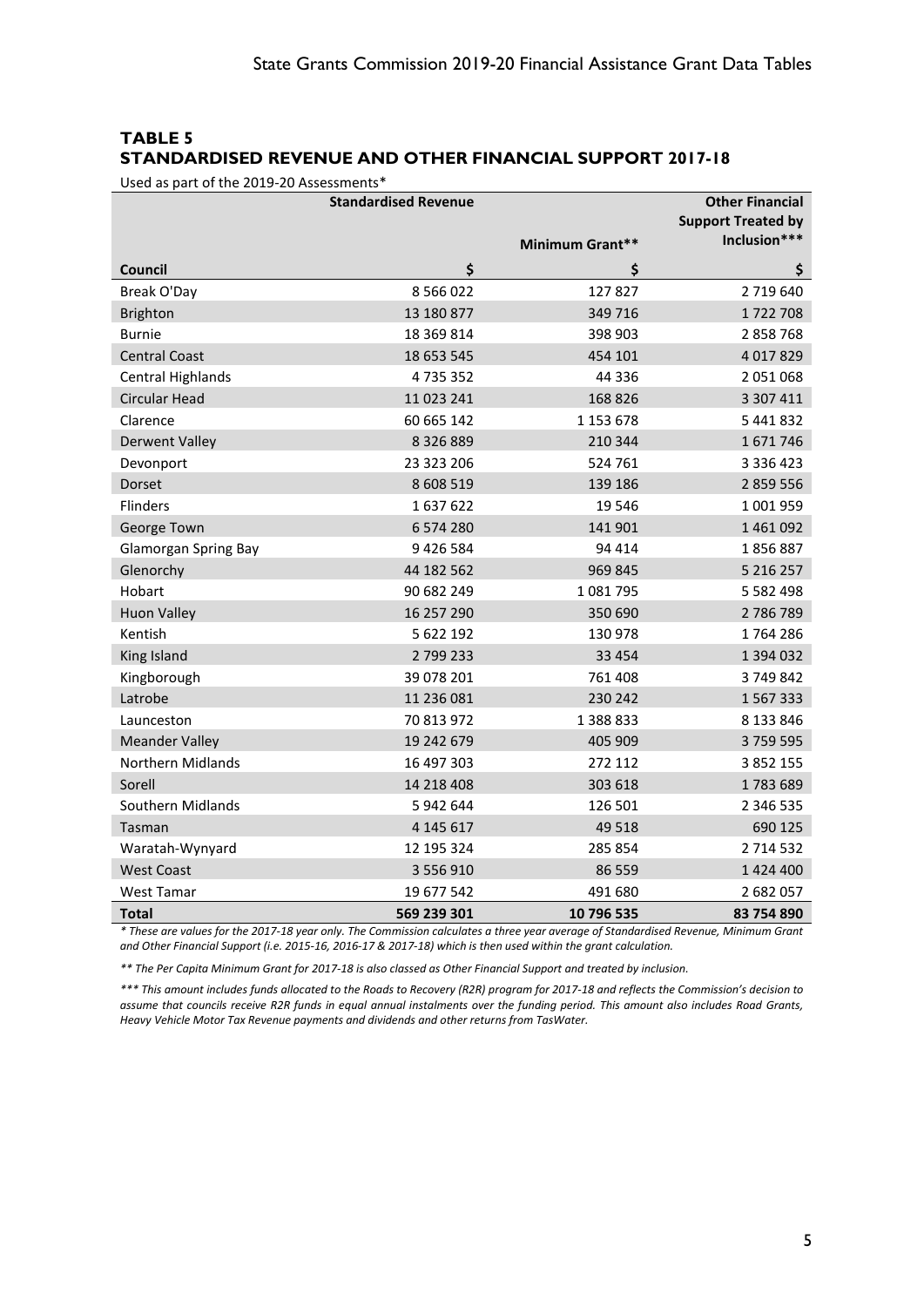## TABLE 5
## STANDARDISED REVENUE AND OTHER FINANCIAL SUPPORT 2017-18

Used as part of the 2019-20 Assessments*

| | Standardised Revenue | Minimum Grant** | Other Financial Support Treated by Inclusion*** |
|---|---|---|---|
| **Council** | **$** | **$** | **$** |
| Break O'Day | 8 566 022 | 127 827 | 2 719 640 |
| Brighton | 13 180 877 | 349 716 | 1 722 708 |
| Burnie | 18 369 814 | 398 903 | 2 858 768 |
| Central Coast | 18 653 545 | 454 101 | 4 017 829 |
| Central Highlands | 4 735 352 | 44 336 | 2 051 068 |
| Circular Head | 11 023 241 | 168 826 | 3 307 411 |
| Clarence | 60 665 142 | 1 153 678 | 5 441 832 |
| Derwent Valley | 8 326 889 | 210 344 | 1 671 746 |
| Devonport | 23 323 206 | 524 761 | 3 336 423 |
| Dorset | 8 608 519 | 139 186 | 2 859 556 |
| Flinders | 1 637 622 | 19 546 | 1 001 959 |
| George Town | 6 574 280 | 141 901 | 1 461 092 |
| Glamorgan Spring Bay | 9 426 584 | 94 414 | 1 856 887 |
| Glenorchy | 44 182 562 | 969 845 | 5 216 257 |
| Hobart | 90 682 249 | 1 081 795 | 5 582 498 |
| Huon Valley | 16 257 290 | 350 690 | 2 786 789 |
| Kentish | 5 622 192 | 130 978 | 1 764 286 |
| King Island | 2 799 233 | 33 454 | 1 394 032 |
| Kingborough | 39 078 201 | 761 408 | 3 749 842 |
| Latrobe | 11 236 081 | 230 242 | 1 567 333 |
| Launceston | 70 813 972 | 1 388 833 | 8 133 846 |
| Meander Valley | 19 242 679 | 405 909 | 3 759 595 |
| Northern Midlands | 16 497 303 | 272 112 | 3 852 155 |
| Sorell | 14 218 408 | 303 618 | 1 783 689 |
| Southern Midlands | 5 942 644 | 126 501 | 2 346 535 |
| Tasman | 4 145 617 | 49 518 | 690 125 |
| Waratah-Wynyard | 12 195 324 | 285 854 | 2 714 532 |
| West Coast | 3 556 910 | 86 559 | 1 424 400 |
| West Tamar | 19 677 542 | 491 680 | 2 682 057 |
| **Total** | **569 239 301** | **10 796 535** | **83 754 890** |

*\* These are values for the 2017-18 year only. The Commission calculates a three year average of Standardised Revenue, Minimum Grant and Other Financial Support (i.e. 2015-16, 2016-17 & 2017-18) which is then used within the grant calculation.*

*\*\* The Per Capita Minimum Grant for 2017-18 is also classed as Other Financial Support and treated by inclusion.*

*\*\*\* This amount includes funds allocated to the Roads to Recovery (R2R) program for 2017-18 and reflects the Commission's decision to assume that councils receive R2R funds in equal annual instalments over the funding period. This amount also includes Road Grants, Heavy Vehicle Motor Tax Revenue payments and dividends and other returns from TasWater.*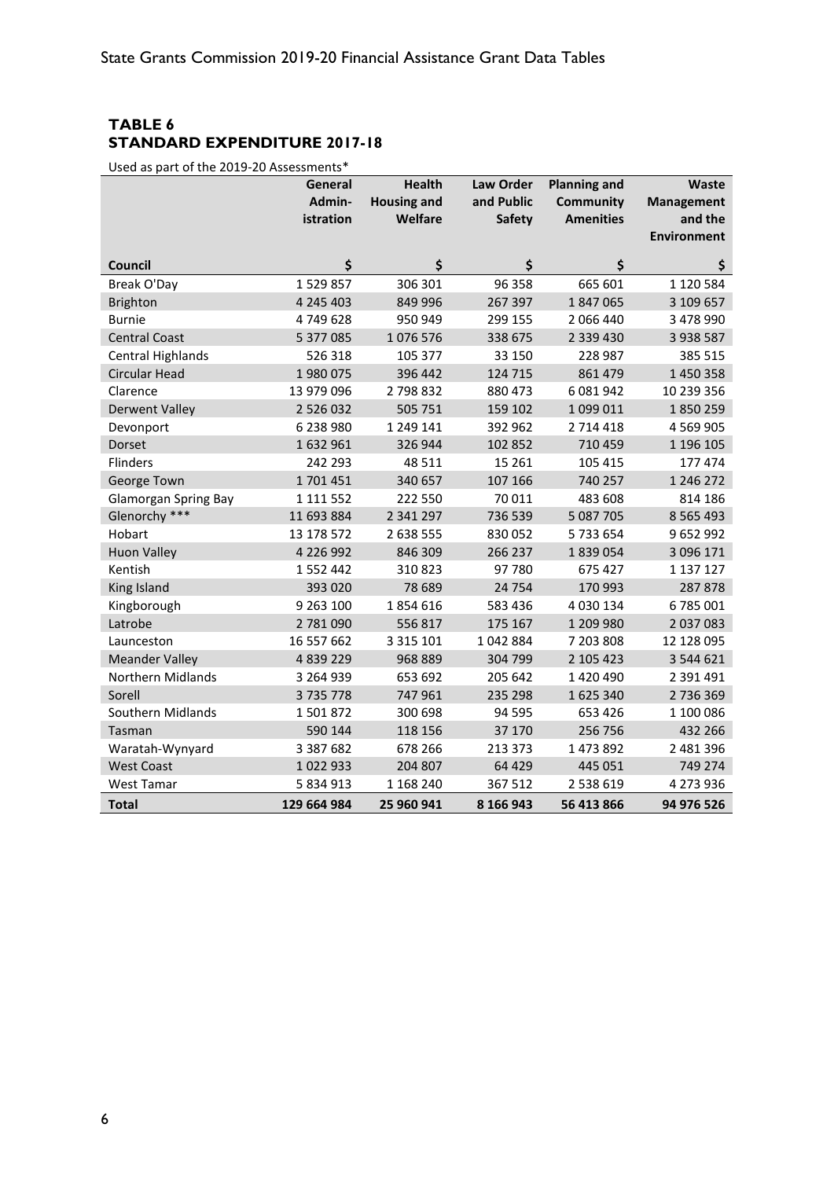### TABLE 6
### STANDARD EXPENDITURE 2017-18

Used as part of the 2019-20 Assessments*

| Council | General Admin-istration | Health Housing and Welfare | Law Order and Public Safety | Planning and Community Amenities | Waste Management and the Environment |
|---|---|---|---|---|---|
| | $ | $ | $ | $ | $ |
| Break O'Day | 1 529 857 | 306 301 | 96 358 | 665 601 | 1 120 584 |
| Brighton | 4 245 403 | 849 996 | 267 397 | 1 847 065 | 3 109 657 |
| Burnie | 4 749 628 | 950 949 | 299 155 | 2 066 440 | 3 478 990 |
| Central Coast | 5 377 085 | 1 076 576 | 338 675 | 2 339 430 | 3 938 587 |
| Central Highlands | 526 318 | 105 377 | 33 150 | 228 987 | 385 515 |
| Circular Head | 1 980 075 | 396 442 | 124 715 | 861 479 | 1 450 358 |
| Clarence | 13 979 096 | 2 798 832 | 880 473 | 6 081 942 | 10 239 356 |
| Derwent Valley | 2 526 032 | 505 751 | 159 102 | 1 099 011 | 1 850 259 |
| Devonport | 6 238 980 | 1 249 141 | 392 962 | 2 714 418 | 4 569 905 |
| Dorset | 1 632 961 | 326 944 | 102 852 | 710 459 | 1 196 105 |
| Flinders | 242 293 | 48 511 | 15 261 | 105 415 | 177 474 |
| George Town | 1 701 451 | 340 657 | 107 166 | 740 257 | 1 246 272 |
| Glamorgan Spring Bay | 1 111 552 | 222 550 | 70 011 | 483 608 | 814 186 |
| Glenorchy *** | 11 693 884 | 2 341 297 | 736 539 | 5 087 705 | 8 565 493 |
| Hobart | 13 178 572 | 2 638 555 | 830 052 | 5 733 654 | 9 652 992 |
| Huon Valley | 4 226 992 | 846 309 | 266 237 | 1 839 054 | 3 096 171 |
| Kentish | 1 552 442 | 310 823 | 97 780 | 675 427 | 1 137 127 |
| King Island | 393 020 | 78 689 | 24 754 | 170 993 | 287 878 |
| Kingborough | 9 263 100 | 1 854 616 | 583 436 | 4 030 134 | 6 785 001 |
| Latrobe | 2 781 090 | 556 817 | 175 167 | 1 209 980 | 2 037 095 |
| Launceston | 16 557 662 | 3 315 101 | 1 042 884 | 7 203 808 | 12 128 095 |
| Meander Valley | 4 839 229 | 968 889 | 304 799 | 2 105 423 | 3 544 621 |
| Northern Midlands | 3 264 939 | 653 692 | 205 642 | 1 420 490 | 2 391 491 |
| Sorell | 3 735 778 | 747 961 | 235 298 | 1 625 340 | 2 736 369 |
| Southern Midlands | 1 501 872 | 300 698 | 94 595 | 653 426 | 1 100 086 |
| Tasman | 590 144 | 118 156 | 37 170 | 256 756 | 432 266 |
| Waratah-Wynyard | 3 387 682 | 678 266 | 213 373 | 1 473 892 | 2 481 396 |
| West Coast | 1 022 933 | 204 807 | 64 429 | 445 051 | 749 274 |
| West Tamar | 5 834 913 | 1 168 240 | 367 512 | 2 538 619 | 4 273 936 |
| **Total** | **129 664 984** | **25 960 941** | **8 166 943** | **56 413 866** | **94 976 526** |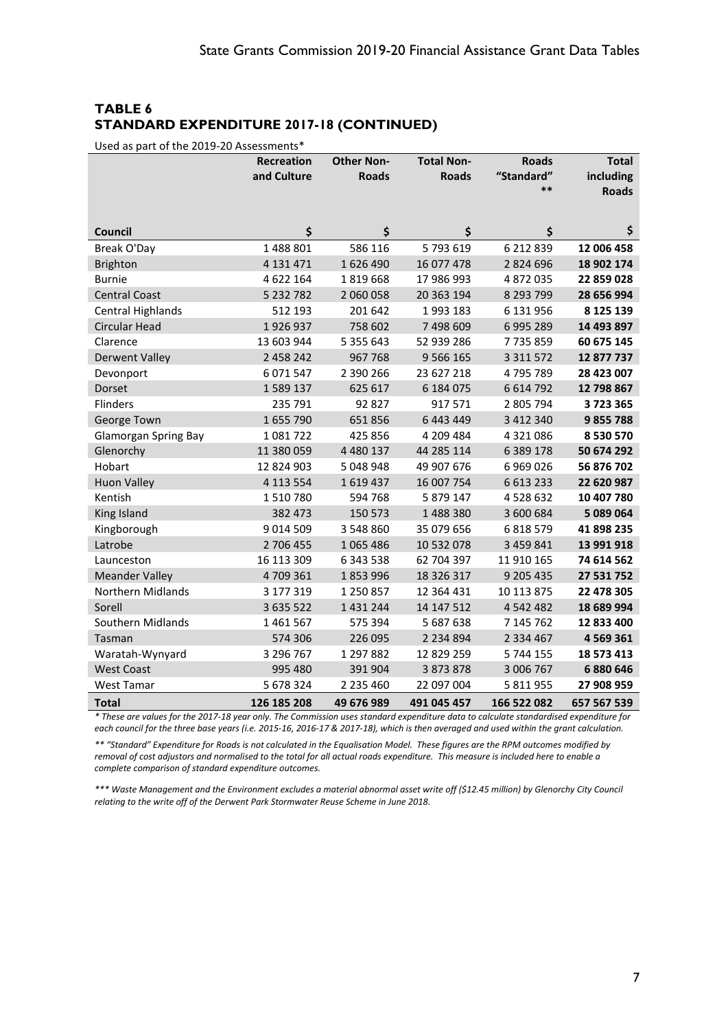## TABLE 6
## STANDARD EXPENDITURE 2017-18 (CONTINUED)

Used as part of the 2019-20 Assessments*

| Council | Recreation and Culture $ | Other Non-Roads $ | Total Non-Roads $ | Roads "Standard" ** $ | Total including Roads $ |
|---|---|---|---|---|---|
| Break O'Day | 1 488 801 | 586 116 | 5 793 619 | 6 212 839 | **12 006 458** |
| Brighton | 4 131 471 | 1 626 490 | 16 077 478 | 2 824 696 | **18 902 174** |
| Burnie | 4 622 164 | 1 819 668 | 17 986 993 | 4 872 035 | **22 859 028** |
| Central Coast | 5 232 782 | 2 060 058 | 20 363 194 | 8 293 799 | **28 656 994** |
| Central Highlands | 512 193 | 201 642 | 1 993 183 | 6 131 956 | **8 125 139** |
| Circular Head | 1 926 937 | 758 602 | 7 498 609 | 6 995 289 | **14 493 897** |
| Clarence | 13 603 944 | 5 355 643 | 52 939 286 | 7 735 859 | **60 675 145** |
| Derwent Valley | 2 458 242 | 967 768 | 9 566 165 | 3 311 572 | **12 877 737** |
| Devonport | 6 071 547 | 2 390 266 | 23 627 218 | 4 795 789 | **28 423 007** |
| Dorset | 1 589 137 | 625 617 | 6 184 075 | 6 614 792 | **12 798 867** |
| Flinders | 235 791 | 92 827 | 917 571 | 2 805 794 | **3 723 365** |
| George Town | 1 655 790 | 651 856 | 6 443 449 | 3 412 340 | **9 855 788** |
| Glamorgan Spring Bay | 1 081 722 | 425 856 | 4 209 484 | 4 321 086 | **8 530 570** |
| Glenorchy | 11 380 059 | 4 480 137 | 44 285 114 | 6 389 178 | **50 674 292** |
| Hobart | 12 824 903 | 5 048 948 | 49 907 676 | 6 969 026 | **56 876 702** |
| Huon Valley | 4 113 554 | 1 619 437 | 16 007 754 | 6 613 233 | **22 620 987** |
| Kentish | 1 510 780 | 594 768 | 5 879 147 | 4 528 632 | **10 407 780** |
| King Island | 382 473 | 150 573 | 1 488 380 | 3 600 684 | **5 089 064** |
| Kingborough | 9 014 509 | 3 548 860 | 35 079 656 | 6 818 579 | **41 898 235** |
| Latrobe | 2 706 455 | 1 065 486 | 10 532 078 | 3 459 841 | **13 991 918** |
| Launceston | 16 113 309 | 6 343 538 | 62 704 397 | 11 910 165 | **74 614 562** |
| Meander Valley | 4 709 361 | 1 853 996 | 18 326 317 | 9 205 435 | **27 531 752** |
| Northern Midlands | 3 177 319 | 1 250 857 | 12 364 431 | 10 113 875 | **22 478 305** |
| Sorell | 3 635 522 | 1 431 244 | 14 147 512 | 4 542 482 | **18 689 994** |
| Southern Midlands | 1 461 567 | 575 394 | 5 687 638 | 7 145 762 | **12 833 400** |
| Tasman | 574 306 | 226 095 | 2 234 894 | 2 334 467 | **4 569 361** |
| Waratah-Wynyard | 3 296 767 | 1 297 882 | 12 829 259 | 5 744 155 | **18 573 413** |
| West Coast | 995 480 | 391 904 | 3 873 878 | 3 006 767 | **6 880 646** |
| West Tamar | 5 678 324 | 2 235 460 | 22 097 004 | 5 811 955 | **27 908 959** |
| **Total** | **126 185 208** | **49 676 989** | **491 045 457** | **166 522 082** | **657 567 539** |

*\* These are values for the 2017-18 year only. The Commission uses standard expenditure data to calculate standardised expenditure for each council for the three base years (i.e. 2015-16, 2016-17 & 2017-18), which is then averaged and used within the grant calculation.*

*\*\* "Standard" Expenditure for Roads is not calculated in the Equalisation Model. These figures are the RPM outcomes modified by removal of cost adjustors and normalised to the total for all actual roads expenditure. This measure is included here to enable a complete comparison of standard expenditure outcomes.*

*\*\*\* Waste Management and the Environment excludes a material abnormal asset write off ($12.45 million) by Glenorchy City Council relating to the write off of the Derwent Park Stormwater Reuse Scheme in June 2018.*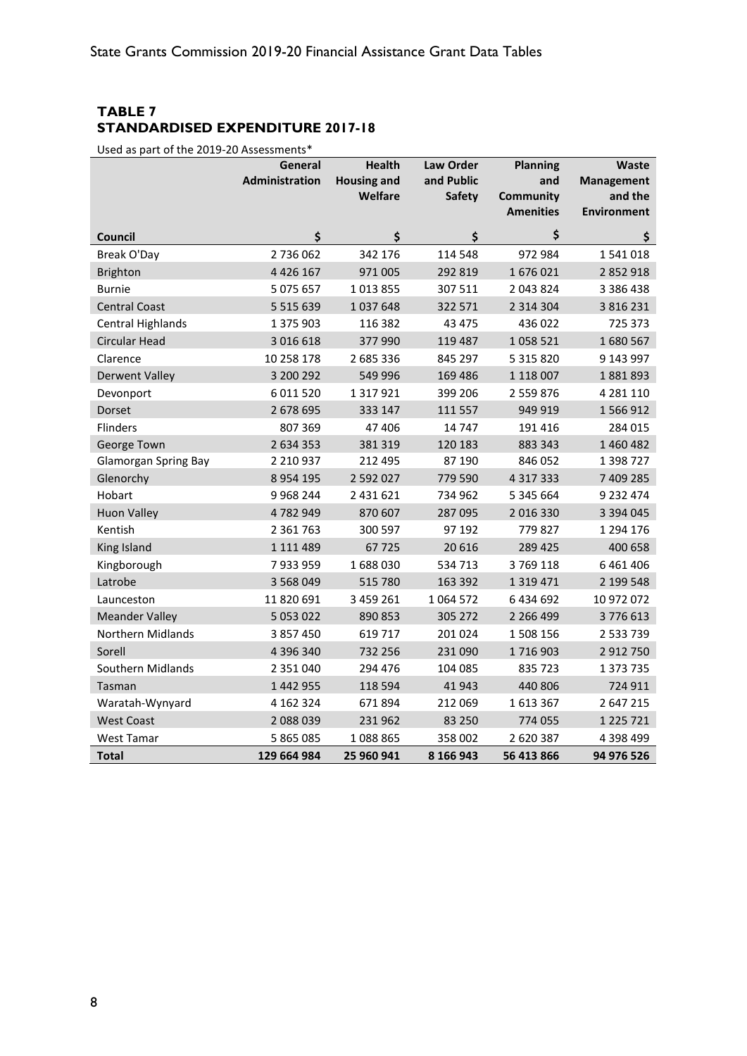**TABLE 7**
**STANDARDISED EXPENDITURE 2017-18**

Used as part of the 2019-20 Assessments*

| Council | General Administration | Health Housing and Welfare | Law Order and Public Safety | Planning and Community Amenities | Waste Management and the Environment |
|---|---|---|---|---|---|
| | $ | $ | $ | $ | $ |
| Break O'Day | 2 736 062 | 342 176 | 114 548 | 972 984 | 1 541 018 |
| Brighton | 4 426 167 | 971 005 | 292 819 | 1 676 021 | 2 852 918 |
| Burnie | 5 075 657 | 1 013 855 | 307 511 | 2 043 824 | 3 386 438 |
| Central Coast | 5 515 639 | 1 037 648 | 322 571 | 2 314 304 | 3 816 231 |
| Central Highlands | 1 375 903 | 116 382 | 43 475 | 436 022 | 725 373 |
| Circular Head | 3 016 618 | 377 990 | 119 487 | 1 058 521 | 1 680 567 |
| Clarence | 10 258 178 | 2 685 336 | 845 297 | 5 315 820 | 9 143 997 |
| Derwent Valley | 3 200 292 | 549 996 | 169 486 | 1 118 007 | 1 881 893 |
| Devonport | 6 011 520 | 1 317 921 | 399 206 | 2 559 876 | 4 281 110 |
| Dorset | 2 678 695 | 333 147 | 111 557 | 949 919 | 1 566 912 |
| Flinders | 807 369 | 47 406 | 14 747 | 191 416 | 284 015 |
| George Town | 2 634 353 | 381 319 | 120 183 | 883 343 | 1 460 482 |
| Glamorgan Spring Bay | 2 210 937 | 212 495 | 87 190 | 846 052 | 1 398 727 |
| Glenorchy | 8 954 195 | 2 592 027 | 779 590 | 4 317 333 | 7 409 285 |
| Hobart | 9 968 244 | 2 431 621 | 734 962 | 5 345 664 | 9 232 474 |
| Huon Valley | 4 782 949 | 870 607 | 287 095 | 2 016 330 | 3 394 045 |
| Kentish | 2 361 763 | 300 597 | 97 192 | 779 827 | 1 294 176 |
| King Island | 1 111 489 | 67 725 | 20 616 | 289 425 | 400 658 |
| Kingborough | 7 933 959 | 1 688 030 | 534 713 | 3 769 118 | 6 461 406 |
| Latrobe | 3 568 049 | 515 780 | 163 392 | 1 319 471 | 2 199 548 |
| Launceston | 11 820 691 | 3 459 261 | 1 064 572 | 6 434 692 | 10 972 072 |
| Meander Valley | 5 053 022 | 890 853 | 305 272 | 2 266 499 | 3 776 613 |
| Northern Midlands | 3 857 450 | 619 717 | 201 024 | 1 508 156 | 2 533 739 |
| Sorell | 4 396 340 | 732 256 | 231 090 | 1 716 903 | 2 912 750 |
| Southern Midlands | 2 351 040 | 294 476 | 104 085 | 835 723 | 1 373 735 |
| Tasman | 1 442 955 | 118 594 | 41 943 | 440 806 | 724 911 |
| Waratah-Wynyard | 4 162 324 | 671 894 | 212 069 | 1 613 367 | 2 647 215 |
| West Coast | 2 088 039 | 231 962 | 83 250 | 774 055 | 1 225 721 |
| West Tamar | 5 865 085 | 1 088 865 | 358 002 | 2 620 387 | 4 398 499 |
| **Total** | **129 664 984** | **25 960 941** | **8 166 943** | **56 413 866** | **94 976 526** |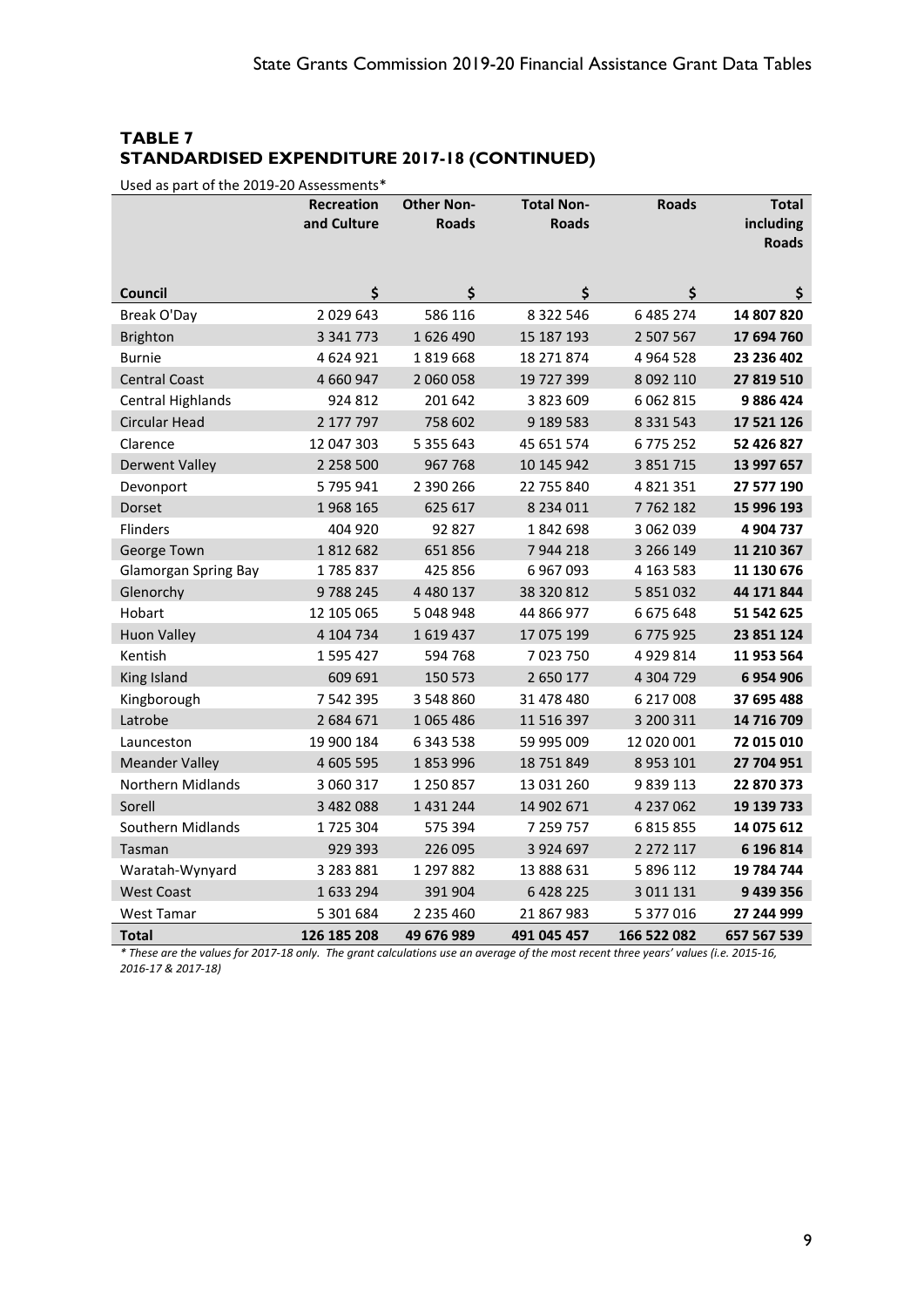## TABLE 7
## STANDARDISED EXPENDITURE 2017-18 (CONTINUED)

Used as part of the 2019-20 Assessments*

| Council | Recreation and Culture<br>$ | Other Non-Roads<br>$ | Total Non-Roads<br>$ | Roads<br>$ | Total including Roads<br>$ |
|---|---|---|---|---|---|
| Break O'Day | 2 029 643 | 586 116 | 8 322 546 | 6 485 274 | **14 807 820** |
| Brighton | 3 341 773 | 1 626 490 | 15 187 193 | 2 507 567 | **17 694 760** |
| Burnie | 4 624 921 | 1 819 668 | 18 271 874 | 4 964 528 | **23 236 402** |
| Central Coast | 4 660 947 | 2 060 058 | 19 727 399 | 8 092 110 | **27 819 510** |
| Central Highlands | 924 812 | 201 642 | 3 823 609 | 6 062 815 | **9 886 424** |
| Circular Head | 2 177 797 | 758 602 | 9 189 583 | 8 331 543 | **17 521 126** |
| Clarence | 12 047 303 | 5 355 643 | 45 651 574 | 6 775 252 | **52 426 827** |
| Derwent Valley | 2 258 500 | 967 768 | 10 145 942 | 3 851 715 | **13 997 657** |
| Devonport | 5 795 941 | 2 390 266 | 22 755 840 | 4 821 351 | **27 577 190** |
| Dorset | 1 968 165 | 625 617 | 8 234 011 | 7 762 182 | **15 996 193** |
| Flinders | 404 920 | 92 827 | 1 842 698 | 3 062 039 | **4 904 737** |
| George Town | 1 812 682 | 651 856 | 7 944 218 | 3 266 149 | **11 210 367** |
| Glamorgan Spring Bay | 1 785 837 | 425 856 | 6 967 093 | 4 163 583 | **11 130 676** |
| Glenorchy | 9 788 245 | 4 480 137 | 38 320 812 | 5 851 032 | **44 171 844** |
| Hobart | 12 105 065 | 5 048 948 | 44 866 977 | 6 675 648 | **51 542 625** |
| Huon Valley | 4 104 734 | 1 619 437 | 17 075 199 | 6 775 925 | **23 851 124** |
| Kentish | 1 595 427 | 594 768 | 7 023 750 | 4 929 814 | **11 953 564** |
| King Island | 609 691 | 150 573 | 2 650 177 | 4 304 729 | **6 954 906** |
| Kingborough | 7 542 395 | 3 548 860 | 31 478 480 | 6 217 008 | **37 695 488** |
| Latrobe | 2 684 671 | 1 065 486 | 11 516 397 | 3 200 311 | **14 716 709** |
| Launceston | 19 900 184 | 6 343 538 | 59 995 009 | 12 020 001 | **72 015 010** |
| Meander Valley | 4 605 595 | 1 853 996 | 18 751 849 | 8 953 101 | **27 704 951** |
| Northern Midlands | 3 060 317 | 1 250 857 | 13 031 260 | 9 839 113 | **22 870 373** |
| Sorell | 3 482 088 | 1 431 244 | 14 902 671 | 4 237 062 | **19 139 733** |
| Southern Midlands | 1 725 304 | 575 394 | 7 259 757 | 6 815 855 | **14 075 612** |
| Tasman | 929 393 | 226 095 | 3 924 697 | 2 272 117 | **6 196 814** |
| Waratah-Wynyard | 3 283 881 | 1 297 882 | 13 888 631 | 5 896 112 | **19 784 744** |
| West Coast | 1 633 294 | 391 904 | 6 428 225 | 3 011 131 | **9 439 356** |
| West Tamar | 5 301 684 | 2 235 460 | 21 867 983 | 5 377 016 | **27 244 999** |
| **Total** | **126 185 208** | **49 676 989** | **491 045 457** | **166 522 082** | **657 567 539** |

*\* These are the values for 2017-18 only. The grant calculations use an average of the most recent three years' values (i.e. 2015-16, 2016-17 & 2017-18)*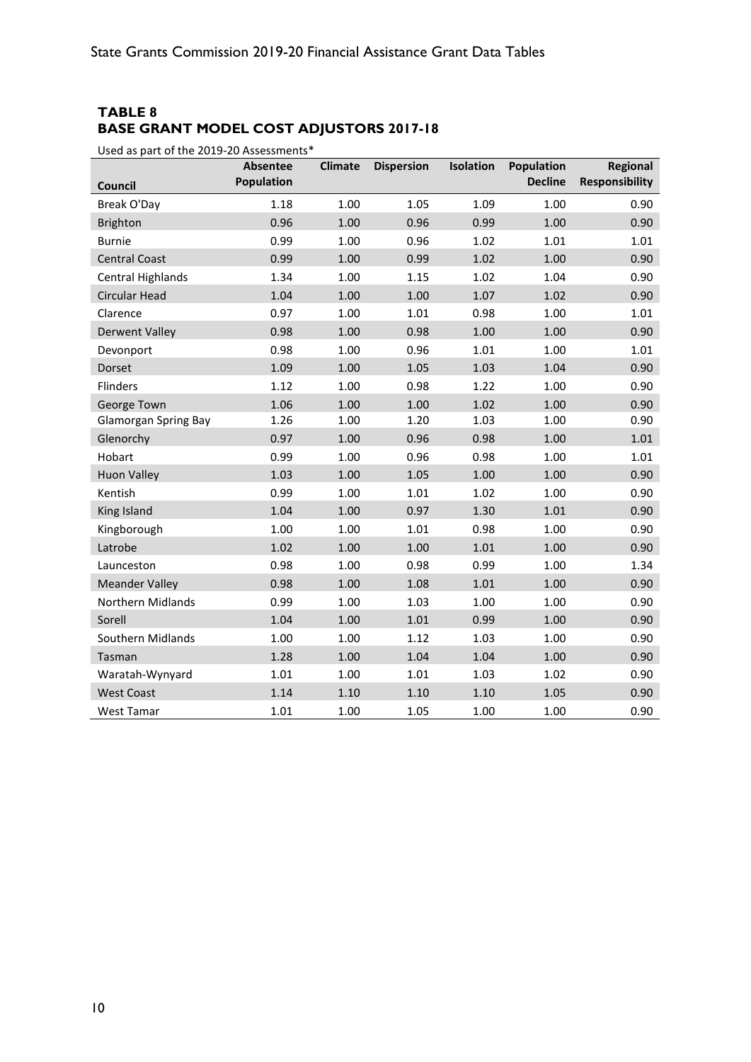**TABLE 8**
**BASE GRANT MODEL COST ADJUSTORS 2017-18**

Used as part of the 2019-20 Assessments*

| Council | Absentee Population | Climate | Dispersion | Isolation | Population Decline | Regional Responsibility |
|---|---|---|---|---|---|---|
| Break O'Day | 1.18 | 1.00 | 1.05 | 1.09 | 1.00 | 0.90 |
| Brighton | 0.96 | 1.00 | 0.96 | 0.99 | 1.00 | 0.90 |
| Burnie | 0.99 | 1.00 | 0.96 | 1.02 | 1.01 | 1.01 |
| Central Coast | 0.99 | 1.00 | 0.99 | 1.02 | 1.00 | 0.90 |
| Central Highlands | 1.34 | 1.00 | 1.15 | 1.02 | 1.04 | 0.90 |
| Circular Head | 1.04 | 1.00 | 1.00 | 1.07 | 1.02 | 0.90 |
| Clarence | 0.97 | 1.00 | 1.01 | 0.98 | 1.00 | 1.01 |
| Derwent Valley | 0.98 | 1.00 | 0.98 | 1.00 | 1.00 | 0.90 |
| Devonport | 0.98 | 1.00 | 0.96 | 1.01 | 1.00 | 1.01 |
| Dorset | 1.09 | 1.00 | 1.05 | 1.03 | 1.04 | 0.90 |
| Flinders | 1.12 | 1.00 | 0.98 | 1.22 | 1.00 | 0.90 |
| George Town | 1.06 | 1.00 | 1.00 | 1.02 | 1.00 | 0.90 |
| Glamorgan Spring Bay | 1.26 | 1.00 | 1.20 | 1.03 | 1.00 | 0.90 |
| Glenorchy | 0.97 | 1.00 | 0.96 | 0.98 | 1.00 | 1.01 |
| Hobart | 0.99 | 1.00 | 0.96 | 0.98 | 1.00 | 1.01 |
| Huon Valley | 1.03 | 1.00 | 1.05 | 1.00 | 1.00 | 0.90 |
| Kentish | 0.99 | 1.00 | 1.01 | 1.02 | 1.00 | 0.90 |
| King Island | 1.04 | 1.00 | 0.97 | 1.30 | 1.01 | 0.90 |
| Kingborough | 1.00 | 1.00 | 1.01 | 0.98 | 1.00 | 0.90 |
| Latrobe | 1.02 | 1.00 | 1.00 | 1.01 | 1.00 | 0.90 |
| Launceston | 0.98 | 1.00 | 0.98 | 0.99 | 1.00 | 1.34 |
| Meander Valley | 0.98 | 1.00 | 1.08 | 1.01 | 1.00 | 0.90 |
| Northern Midlands | 0.99 | 1.00 | 1.03 | 1.00 | 1.00 | 0.90 |
| Sorell | 1.04 | 1.00 | 1.01 | 0.99 | 1.00 | 0.90 |
| Southern Midlands | 1.00 | 1.00 | 1.12 | 1.03 | 1.00 | 0.90 |
| Tasman | 1.28 | 1.00 | 1.04 | 1.04 | 1.00 | 0.90 |
| Waratah-Wynyard | 1.01 | 1.00 | 1.01 | 1.03 | 1.02 | 0.90 |
| West Coast | 1.14 | 1.10 | 1.10 | 1.10 | 1.05 | 0.90 |
| West Tamar | 1.01 | 1.00 | 1.05 | 1.00 | 1.00 | 0.90 |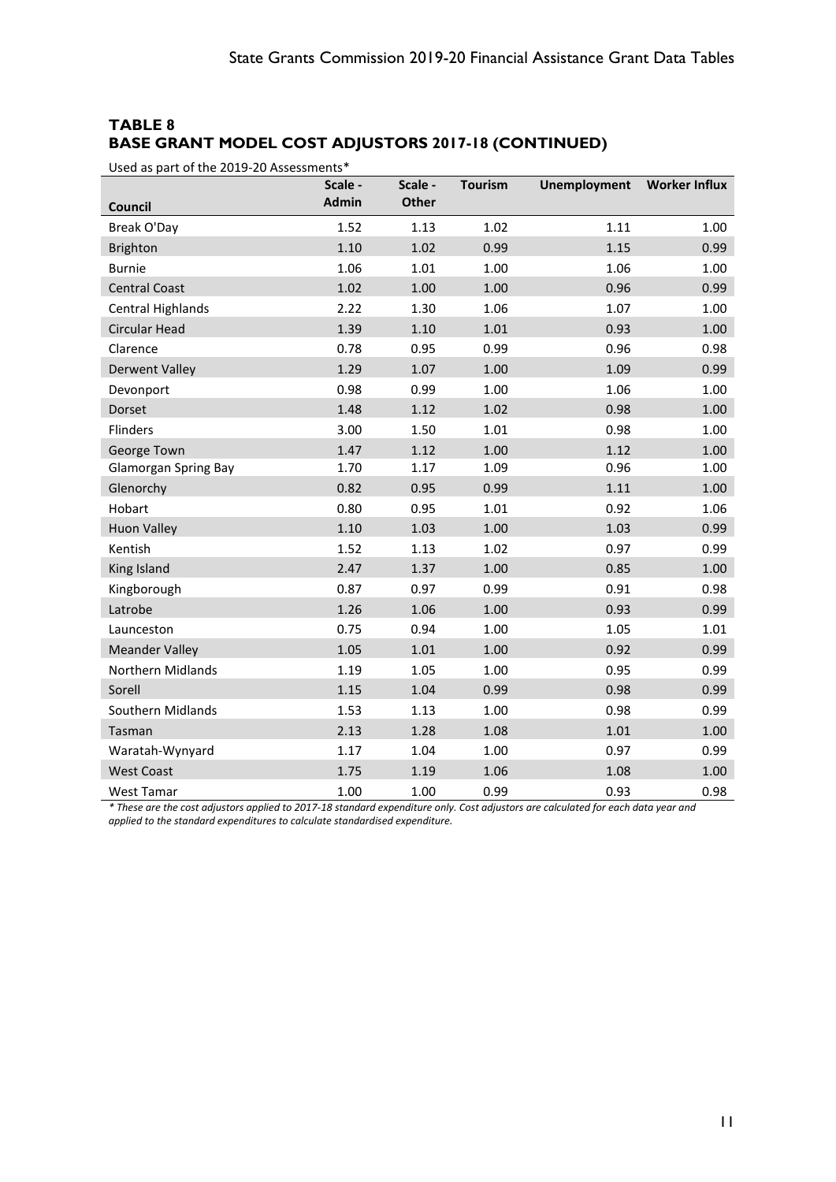## TABLE 8
## BASE GRANT MODEL COST ADJUSTORS 2017-18 (CONTINUED)

Used as part of the 2019-20 Assessments*

| Council | Scale - Admin | Scale - Other | Tourism | Unemployment | Worker Influx |
|---|---|---|---|---|---|
| Break O'Day | 1.52 | 1.13 | 1.02 | 1.11 | 1.00 |
| Brighton | 1.10 | 1.02 | 0.99 | 1.15 | 0.99 |
| Burnie | 1.06 | 1.01 | 1.00 | 1.06 | 1.00 |
| Central Coast | 1.02 | 1.00 | 1.00 | 0.96 | 0.99 |
| Central Highlands | 2.22 | 1.30 | 1.06 | 1.07 | 1.00 |
| Circular Head | 1.39 | 1.10 | 1.01 | 0.93 | 1.00 |
| Clarence | 0.78 | 0.95 | 0.99 | 0.96 | 0.98 |
| Derwent Valley | 1.29 | 1.07 | 1.00 | 1.09 | 0.99 |
| Devonport | 0.98 | 0.99 | 1.00 | 1.06 | 1.00 |
| Dorset | 1.48 | 1.12 | 1.02 | 0.98 | 1.00 |
| Flinders | 3.00 | 1.50 | 1.01 | 0.98 | 1.00 |
| George Town | 1.47 | 1.12 | 1.00 | 1.12 | 1.00 |
| Glamorgan Spring Bay | 1.70 | 1.17 | 1.09 | 0.96 | 1.00 |
| Glenorchy | 0.82 | 0.95 | 0.99 | 1.11 | 1.00 |
| Hobart | 0.80 | 0.95 | 1.01 | 0.92 | 1.06 |
| Huon Valley | 1.10 | 1.03 | 1.00 | 1.03 | 0.99 |
| Kentish | 1.52 | 1.13 | 1.02 | 0.97 | 0.99 |
| King Island | 2.47 | 1.37 | 1.00 | 0.85 | 1.00 |
| Kingborough | 0.87 | 0.97 | 0.99 | 0.91 | 0.98 |
| Latrobe | 1.26 | 1.06 | 1.00 | 0.93 | 0.99 |
| Launceston | 0.75 | 0.94 | 1.00 | 1.05 | 1.01 |
| Meander Valley | 1.05 | 1.01 | 1.00 | 0.92 | 0.99 |
| Northern Midlands | 1.19 | 1.05 | 1.00 | 0.95 | 0.99 |
| Sorell | 1.15 | 1.04 | 0.99 | 0.98 | 0.99 |
| Southern Midlands | 1.53 | 1.13 | 1.00 | 0.98 | 0.99 |
| Tasman | 2.13 | 1.28 | 1.08 | 1.01 | 1.00 |
| Waratah-Wynyard | 1.17 | 1.04 | 1.00 | 0.97 | 0.99 |
| West Coast | 1.75 | 1.19 | 1.06 | 1.08 | 1.00 |
| West Tamar | 1.00 | 1.00 | 0.99 | 0.93 | 0.98 |

*\* These are the cost adjustors applied to 2017-18 standard expenditure only. Cost adjustors are calculated for each data year and applied to the standard expenditures to calculate standardised expenditure.*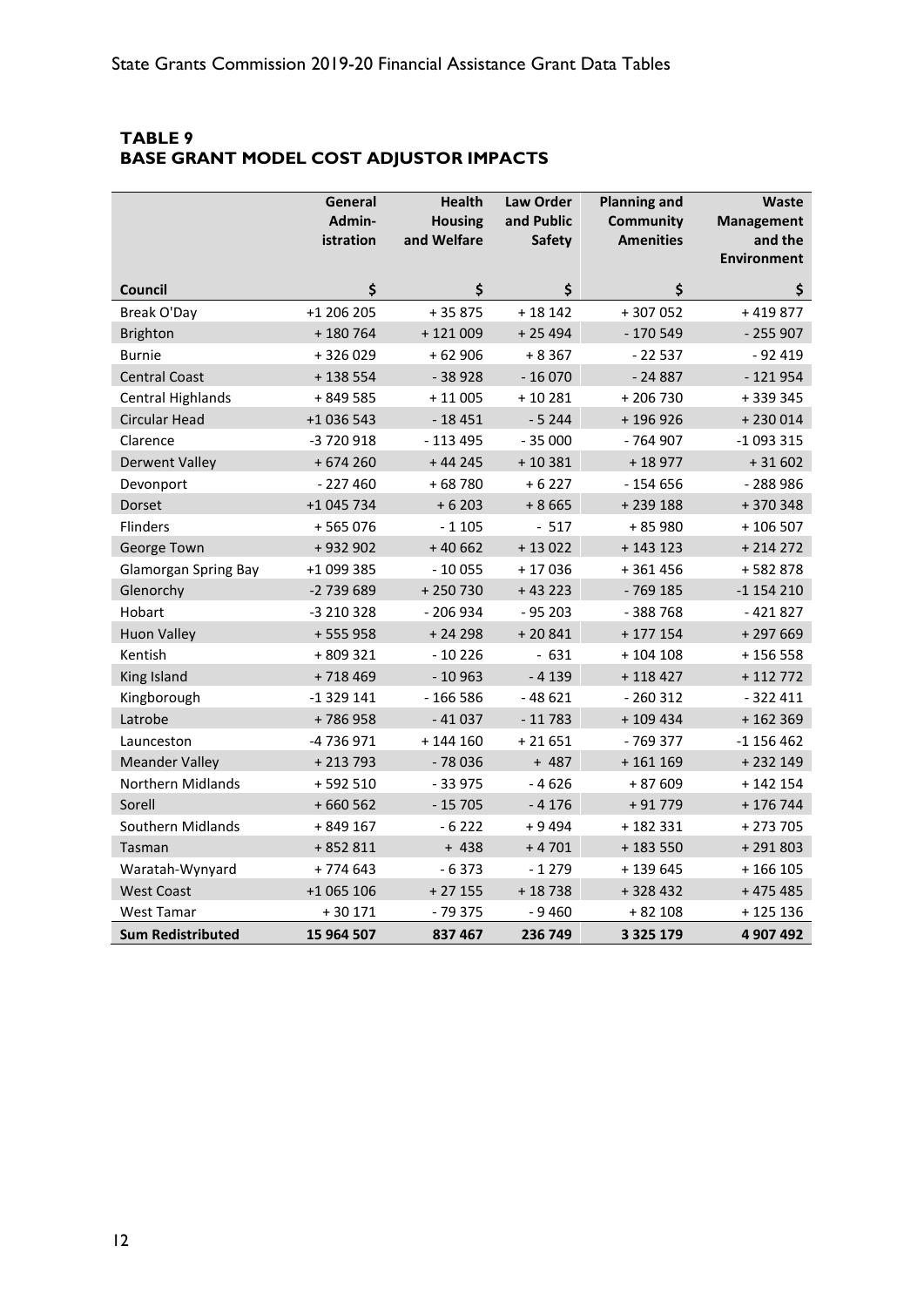## TABLE 9
## BASE GRANT MODEL COST ADJUSTOR IMPACTS

| Council | General Admin-istration | Health Housing and Welfare | Law Order and Public Safety | Planning and Community Amenities | Waste Management and the Environment |
|---|---|---|---|---|---|
| | $ | $ | $ | $ | $ |
| Break O'Day | +1 206 205 | + 35 875 | + 18 142 | + 307 052 | + 419 877 |
| Brighton | + 180 764 | + 121 009 | + 25 494 | - 170 549 | - 255 907 |
| Burnie | + 326 029 | + 62 906 | + 8 367 | - 22 537 | - 92 419 |
| Central Coast | + 138 554 | - 38 928 | - 16 070 | - 24 887 | - 121 954 |
| Central Highlands | + 849 585 | + 11 005 | + 10 281 | + 206 730 | + 339 345 |
| Circular Head | +1 036 543 | - 18 451 | - 5 244 | + 196 926 | + 230 014 |
| Clarence | -3 720 918 | - 113 495 | - 35 000 | - 764 907 | -1 093 315 |
| Derwent Valley | + 674 260 | + 44 245 | + 10 381 | + 18 977 | + 31 602 |
| Devonport | - 227 460 | + 68 780 | + 6 227 | - 154 656 | - 288 986 |
| Dorset | +1 045 734 | + 6 203 | + 8 665 | + 239 188 | + 370 348 |
| Flinders | + 565 076 | - 1 105 | - 517 | + 85 980 | + 106 507 |
| George Town | + 932 902 | + 40 662 | + 13 022 | + 143 123 | + 214 272 |
| Glamorgan Spring Bay | +1 099 385 | - 10 055 | + 17 036 | + 361 456 | + 582 878 |
| Glenorchy | -2 739 689 | + 250 730 | + 43 223 | - 769 185 | -1 154 210 |
| Hobart | -3 210 328 | - 206 934 | - 95 203 | - 388 768 | - 421 827 |
| Huon Valley | + 555 958 | + 24 298 | + 20 841 | + 177 154 | + 297 669 |
| Kentish | + 809 321 | - 10 226 | - 631 | + 104 108 | + 156 558 |
| King Island | + 718 469 | - 10 963 | - 4 139 | + 118 427 | + 112 772 |
| Kingborough | -1 329 141 | - 166 586 | - 48 621 | - 260 312 | - 322 411 |
| Latrobe | + 786 958 | - 41 037 | - 11 783 | + 109 434 | + 162 369 |
| Launceston | -4 736 971 | + 144 160 | + 21 651 | - 769 377 | -1 156 462 |
| Meander Valley | + 213 793 | - 78 036 | + 487 | + 161 169 | + 232 149 |
| Northern Midlands | + 592 510 | - 33 975 | - 4 626 | + 87 609 | + 142 154 |
| Sorell | + 660 562 | - 15 705 | - 4 176 | + 91 779 | + 176 744 |
| Southern Midlands | + 849 167 | - 6 222 | + 9 494 | + 182 331 | + 273 705 |
| Tasman | + 852 811 | + 438 | + 4 701 | + 183 550 | + 291 803 |
| Waratah-Wynyard | + 774 643 | - 6 373 | - 1 279 | + 139 645 | + 166 105 |
| West Coast | +1 065 106 | + 27 155 | + 18 738 | + 328 432 | + 475 485 |
| West Tamar | + 30 171 | - 79 375 | - 9 460 | + 82 108 | + 125 136 |
| **Sum Redistributed** | **15 964 507** | **837 467** | **236 749** | **3 325 179** | **4 907 492** |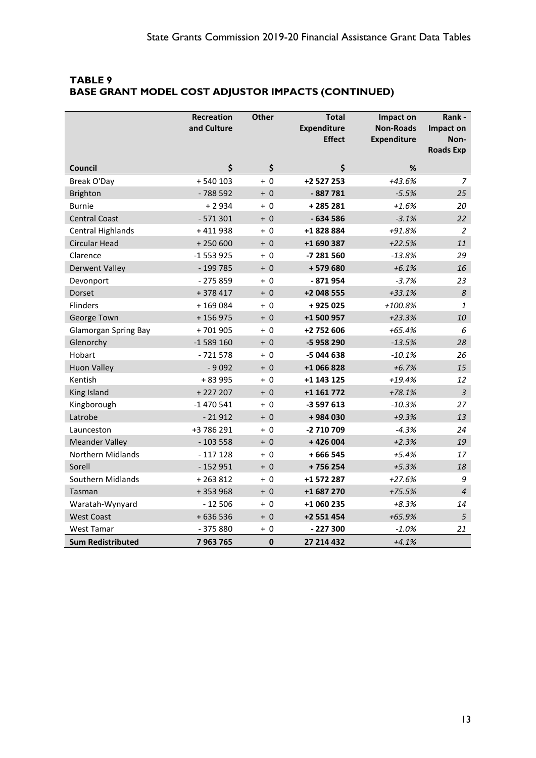## TABLE 9
## BASE GRANT MODEL COST ADJUSTOR IMPACTS (CONTINUED)

| | Recreation and Culture | Other | Total Expenditure Effect | Impact on Non-Roads Expenditure | Rank - Impact on Non-Roads Exp |
|---|---|---|---|---|---|
| **Council** | **$** | **$** | **$** | **%** | |
| Break O'Day | + 540 103 | + 0 | **+2 527 253** | *+43.6%* | *7* |
| Brighton | - 788 592 | + 0 | **- 887 781** | *-5.5%* | *25* |
| Burnie | + 2 934 | + 0 | **+ 285 281** | *+1.6%* | *20* |
| Central Coast | - 571 301 | + 0 | **- 634 586** | *-3.1%* | *22* |
| Central Highlands | + 411 938 | + 0 | **+1 828 884** | *+91.8%* | *2* |
| Circular Head | + 250 600 | + 0 | **+1 690 387** | *+22.5%* | *11* |
| Clarence | -1 553 925 | + 0 | **-7 281 560** | *-13.8%* | *29* |
| Derwent Valley | - 199 785 | + 0 | **+ 579 680** | *+6.1%* | *16* |
| Devonport | - 275 859 | + 0 | **- 871 954** | *-3.7%* | *23* |
| Dorset | + 378 417 | + 0 | **+2 048 555** | *+33.1%* | *8* |
| Flinders | + 169 084 | + 0 | **+ 925 025** | *+100.8%* | *1* |
| George Town | + 156 975 | + 0 | **+1 500 957** | *+23.3%* | *10* |
| Glamorgan Spring Bay | + 701 905 | + 0 | **+2 752 606** | *+65.4%* | *6* |
| Glenorchy | -1 589 160 | + 0 | **-5 958 290** | *-13.5%* | *28* |
| Hobart | - 721 578 | + 0 | **-5 044 638** | *-10.1%* | *26* |
| Huon Valley | - 9 092 | + 0 | **+1 066 828** | *+6.7%* | *15* |
| Kentish | + 83 995 | + 0 | **+1 143 125** | *+19.4%* | *12* |
| King Island | + 227 207 | + 0 | **+1 161 772** | *+78.1%* | *3* |
| Kingborough | -1 470 541 | + 0 | **-3 597 613** | *-10.3%* | *27* |
| Latrobe | - 21 912 | + 0 | **+ 984 030** | *+9.3%* | *13* |
| Launceston | +3 786 291 | + 0 | **-2 710 709** | *-4.3%* | *24* |
| Meander Valley | - 103 558 | + 0 | **+ 426 004** | *+2.3%* | *19* |
| Northern Midlands | - 117 128 | + 0 | **+ 666 545** | *+5.4%* | *17* |
| Sorell | - 152 951 | + 0 | **+ 756 254** | *+5.3%* | *18* |
| Southern Midlands | + 263 812 | + 0 | **+1 572 287** | *+27.6%* | *9* |
| Tasman | + 353 968 | + 0 | **+1 687 270** | *+75.5%* | *4* |
| Waratah-Wynyard | - 12 506 | + 0 | **+1 060 235** | *+8.3%* | *14* |
| West Coast | + 636 536 | + 0 | **+2 551 454** | *+65.9%* | *5* |
| West Tamar | - 375 880 | + 0 | **- 227 300** | *-1.0%* | *21* |
| **Sum Redistributed** | **7 963 765** | **0** | **27 214 432** | *+4.1%* | |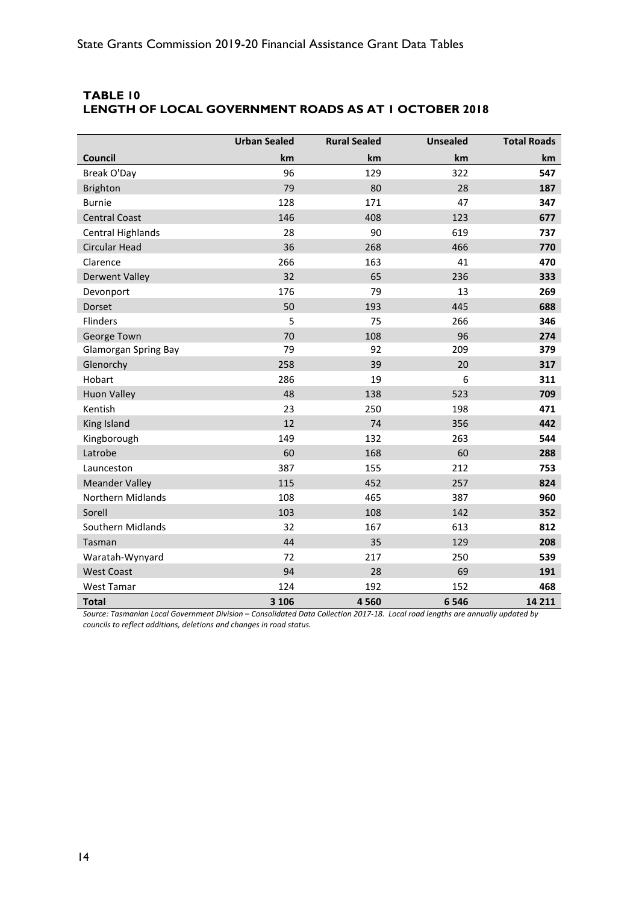## TABLE 10
## LENGTH OF LOCAL GOVERNMENT ROADS AS AT 1 OCTOBER 2018

| | Urban Sealed | Rural Sealed | Unsealed | Total Roads |
|---|---|---|---|---|
| **Council** | **km** | **km** | **km** | **km** |
| Break O'Day | 96 | 129 | 322 | **547** |
| Brighton | 79 | 80 | 28 | **187** |
| Burnie | 128 | 171 | 47 | **347** |
| Central Coast | 146 | 408 | 123 | **677** |
| Central Highlands | 28 | 90 | 619 | **737** |
| Circular Head | 36 | 268 | 466 | **770** |
| Clarence | 266 | 163 | 41 | **470** |
| Derwent Valley | 32 | 65 | 236 | **333** |
| Devonport | 176 | 79 | 13 | **269** |
| Dorset | 50 | 193 | 445 | **688** |
| Flinders | 5 | 75 | 266 | **346** |
| George Town | 70 | 108 | 96 | **274** |
| Glamorgan Spring Bay | 79 | 92 | 209 | **379** |
| Glenorchy | 258 | 39 | 20 | **317** |
| Hobart | 286 | 19 | 6 | **311** |
| Huon Valley | 48 | 138 | 523 | **709** |
| Kentish | 23 | 250 | 198 | **471** |
| King Island | 12 | 74 | 356 | **442** |
| Kingborough | 149 | 132 | 263 | **544** |
| Latrobe | 60 | 168 | 60 | **288** |
| Launceston | 387 | 155 | 212 | **753** |
| Meander Valley | 115 | 452 | 257 | **824** |
| Northern Midlands | 108 | 465 | 387 | **960** |
| Sorell | 103 | 108 | 142 | **352** |
| Southern Midlands | 32 | 167 | 613 | **812** |
| Tasman | 44 | 35 | 129 | **208** |
| Waratah-Wynyard | 72 | 217 | 250 | **539** |
| West Coast | 94 | 28 | 69 | **191** |
| West Tamar | 124 | 192 | 152 | **468** |
| **Total** | **3 106** | **4 560** | **6 546** | **14 211** |

*Source: Tasmanian Local Government Division – Consolidated Data Collection 2017-18. Local road lengths are annually updated by councils to reflect additions, deletions and changes in road status.*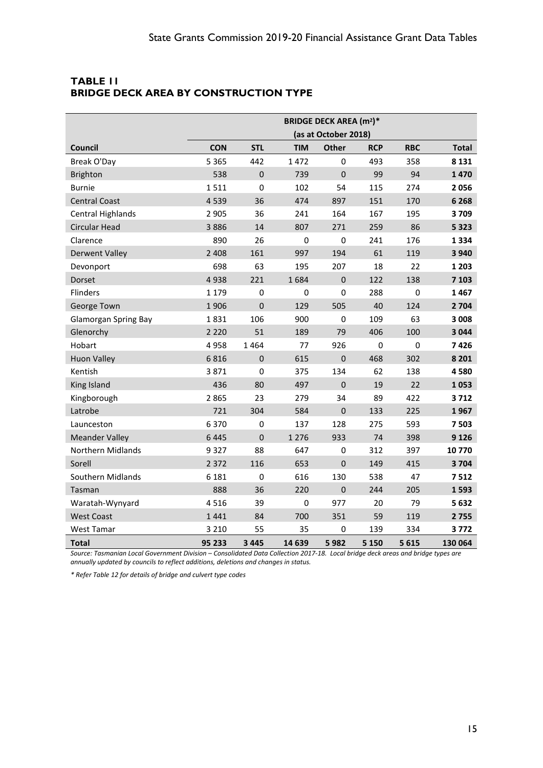## TABLE 11
## BRIDGE DECK AREA BY CONSTRUCTION TYPE

| | BRIDGE DECK AREA (m²)* (as at October 2018) | | | | | | |
|---|---|---|---|---|---|---|---|
| **Council** | **CON** | **STL** | **TIM** | **Other** | **RCP** | **RBC** | **Total** |
| Break O'Day | 5 365 | 442 | 1 472 | 0 | 493 | 358 | **8 131** |
| Brighton | 538 | 0 | 739 | 0 | 99 | 94 | **1 470** |
| Burnie | 1 511 | 0 | 102 | 54 | 115 | 274 | **2 056** |
| Central Coast | 4 539 | 36 | 474 | 897 | 151 | 170 | **6 268** |
| Central Highlands | 2 905 | 36 | 241 | 164 | 167 | 195 | **3 709** |
| Circular Head | 3 886 | 14 | 807 | 271 | 259 | 86 | **5 323** |
| Clarence | 890 | 26 | 0 | 0 | 241 | 176 | **1 334** |
| Derwent Valley | 2 408 | 161 | 997 | 194 | 61 | 119 | **3 940** |
| Devonport | 698 | 63 | 195 | 207 | 18 | 22 | **1 203** |
| Dorset | 4 938 | 221 | 1 684 | 0 | 122 | 138 | **7 103** |
| Flinders | 1 179 | 0 | 0 | 0 | 288 | 0 | **1 467** |
| George Town | 1 906 | 0 | 129 | 505 | 40 | 124 | **2 704** |
| Glamorgan Spring Bay | 1 831 | 106 | 900 | 0 | 109 | 63 | **3 008** |
| Glenorchy | 2 220 | 51 | 189 | 79 | 406 | 100 | **3 044** |
| Hobart | 4 958 | 1 464 | 77 | 926 | 0 | 0 | **7 426** |
| Huon Valley | 6 816 | 0 | 615 | 0 | 468 | 302 | **8 201** |
| Kentish | 3 871 | 0 | 375 | 134 | 62 | 138 | **4 580** |
| King Island | 436 | 80 | 497 | 0 | 19 | 22 | **1 053** |
| Kingborough | 2 865 | 23 | 279 | 34 | 89 | 422 | **3 712** |
| Latrobe | 721 | 304 | 584 | 0 | 133 | 225 | **1 967** |
| Launceston | 6 370 | 0 | 137 | 128 | 275 | 593 | **7 503** |
| Meander Valley | 6 445 | 0 | 1 276 | 933 | 74 | 398 | **9 126** |
| Northern Midlands | 9 327 | 88 | 647 | 0 | 312 | 397 | **10 770** |
| Sorell | 2 372 | 116 | 653 | 0 | 149 | 415 | **3 704** |
| Southern Midlands | 6 181 | 0 | 616 | 130 | 538 | 47 | **7 512** |
| Tasman | 888 | 36 | 220 | 0 | 244 | 205 | **1 593** |
| Waratah-Wynyard | 4 516 | 39 | 0 | 977 | 20 | 79 | **5 632** |
| West Coast | 1 441 | 84 | 700 | 351 | 59 | 119 | **2 755** |
| West Tamar | 3 210 | 55 | 35 | 0 | 139 | 334 | **3 772** |
| **Total** | **95 233** | **3 445** | **14 639** | **5 982** | **5 150** | **5 615** | **130 064** |

*Source: Tasmanian Local Government Division – Consolidated Data Collection 2017-18. Local bridge deck areas and bridge types are annually updated by councils to reflect additions, deletions and changes in status.*

*\* Refer Table 12 for details of bridge and culvert type codes*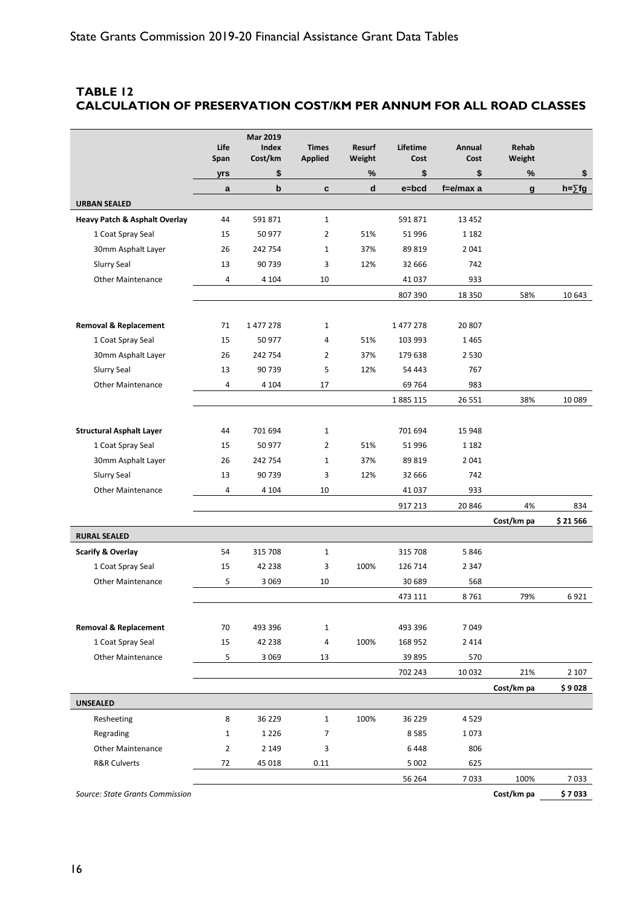## TABLE 12
## CALCULATION OF PRESERVATION COST/KM PER ANNUM FOR ALL ROAD CLASSES

| | Life Span | Mar 2019 Index Cost/km | Times Applied | Resurf Weight | Lifetime Cost | Annual Cost | Rehab Weight | |
|---|---|---|---|---|---|---|---|---|
| | yrs | $ | | % | $ | $ | % | $ |
| | a | b | c | d | e=bcd | f=e/max a | g | h=∑fg |
| **URBAN SEALED** | | | | | | | | |
| **Heavy Patch & Asphalt Overlay** | 44 | 591 871 | 1 | | 591 871 | 13 452 | | |
| 1 Coat Spray Seal | 15 | 50 977 | 2 | 51% | 51 996 | 1 182 | | |
| 30mm Asphalt Layer | 26 | 242 754 | 1 | 37% | 89 819 | 2 041 | | |
| Slurry Seal | 13 | 90 739 | 3 | 12% | 32 666 | 742 | | |
| Other Maintenance | 4 | 4 104 | 10 | | 41 037 | 933 | | |
| | | | | | 807 390 | 18 350 | 58% | 10 643 |
| **Removal & Replacement** | 71 | 1 477 278 | 1 | | 1 477 278 | 20 807 | | |
| 1 Coat Spray Seal | 15 | 50 977 | 4 | 51% | 103 993 | 1 465 | | |
| 30mm Asphalt Layer | 26 | 242 754 | 2 | 37% | 179 638 | 2 530 | | |
| Slurry Seal | 13 | 90 739 | 5 | 12% | 54 443 | 767 | | |
| Other Maintenance | 4 | 4 104 | 17 | | 69 764 | 983 | | |
| | | | | | 1 885 115 | 26 551 | 38% | 10 089 |
| **Structural Asphalt Layer** | 44 | 701 694 | 1 | | 701 694 | 15 948 | | |
| 1 Coat Spray Seal | 15 | 50 977 | 2 | 51% | 51 996 | 1 182 | | |
| 30mm Asphalt Layer | 26 | 242 754 | 1 | 37% | 89 819 | 2 041 | | |
| Slurry Seal | 13 | 90 739 | 3 | 12% | 32 666 | 742 | | |
| Other Maintenance | 4 | 4 104 | 10 | | 41 037 | 933 | | |
| | | | | | 917 213 | 20 846 | 4% | 834 |
| | | | | | | | Cost/km pa | **$ 21 566** |
| **RURAL SEALED** | | | | | | | | |
| **Scarify & Overlay** | 54 | 315 708 | 1 | | 315 708 | 5 846 | | |
| 1 Coat Spray Seal | 15 | 42 238 | 3 | 100% | 126 714 | 2 347 | | |
| Other Maintenance | 5 | 3 069 | 10 | | 30 689 | 568 | | |
| | | | | | 473 111 | 8 761 | 79% | 6 921 |
| **Removal & Replacement** | 70 | 493 396 | 1 | | 493 396 | 7 049 | | |
| 1 Coat Spray Seal | 15 | 42 238 | 4 | 100% | 168 952 | 2 414 | | |
| Other Maintenance | 5 | 3 069 | 13 | | 39 895 | 570 | | |
| | | | | | 702 243 | 10 032 | 21% | 2 107 |
| | | | | | | | Cost/km pa | **$ 9 028** |
| **UNSEALED** | | | | | | | | |
| Resheeting | 8 | 36 229 | 1 | 100% | 36 229 | 4 529 | | |
| Regrading | 1 | 1 226 | 7 | | 8 585 | 1 073 | | |
| Other Maintenance | 2 | 2 149 | 3 | | 6 448 | 806 | | |
| R&R Culverts | 72 | 45 018 | 0.11 | | 5 002 | 625 | | |
| | | | | | 56 264 | 7 033 | 100% | 7 033 |
| | | | | | | | Cost/km pa | **$ 7 033** |

*Source: State Grants Commission*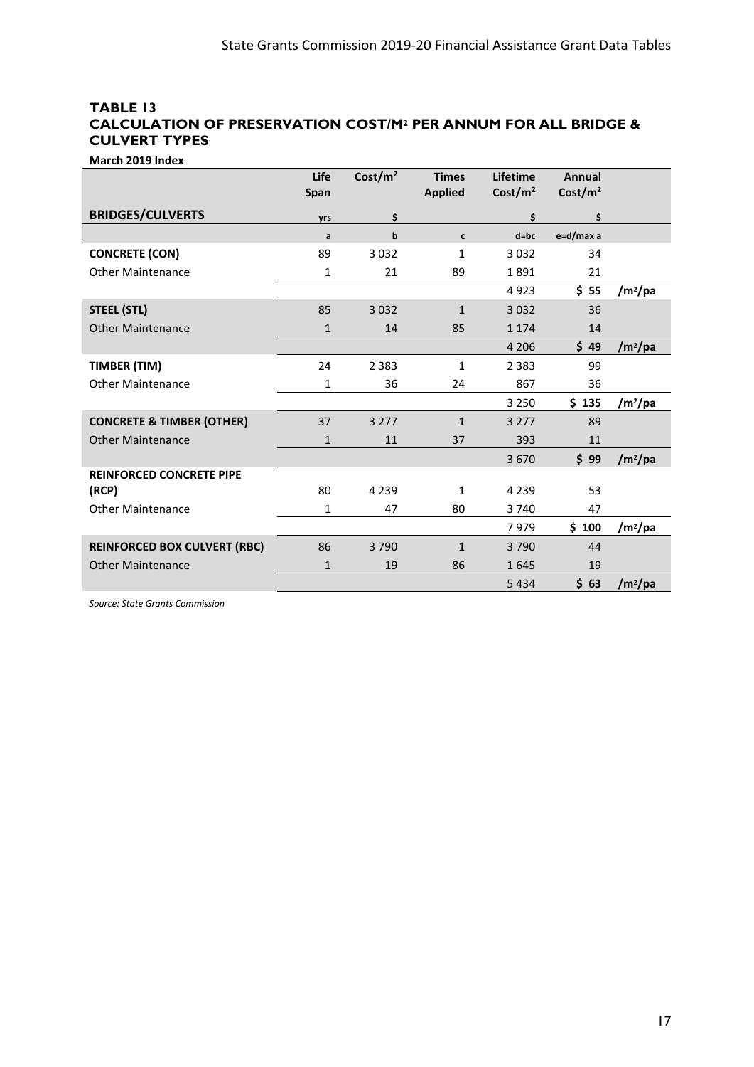## TABLE 13
## CALCULATION OF PRESERVATION COST/M² PER ANNUM FOR ALL BRIDGE & CULVERT TYPES

**March 2019 Index**

| BRIDGES/CULVERTS | Life Span | Cost/m² | Times Applied | Lifetime Cost/m² | Annual Cost/m² | |
|---|---|---|---|---|---|---|
| | yrs | $ | | $ | $ | |
| | a | b | c | d=bc | e=d/max a | |
| **CONCRETE (CON)** | 89 | 3 032 | 1 | 3 032 | 34 | |
| Other Maintenance | 1 | 21 | 89 | 1 891 | 21 | |
| | | | | 4 923 | **$ 55** | **/m²/pa** |
| **STEEL (STL)** | 85 | 3 032 | 1 | 3 032 | 36 | |
| Other Maintenance | 1 | 14 | 85 | 1 174 | 14 | |
| | | | | 4 206 | **$ 49** | **/m²/pa** |
| **TIMBER (TIM)** | 24 | 2 383 | 1 | 2 383 | 99 | |
| Other Maintenance | 1 | 36 | 24 | 867 | 36 | |
| | | | | 3 250 | **$ 135** | **/m²/pa** |
| **CONCRETE & TIMBER (OTHER)** | 37 | 3 277 | 1 | 3 277 | 89 | |
| Other Maintenance | 1 | 11 | 37 | 393 | 11 | |
| | | | | 3 670 | **$ 99** | **/m²/pa** |
| **REINFORCED CONCRETE PIPE (RCP)** | 80 | 4 239 | 1 | 4 239 | 53 | |
| Other Maintenance | 1 | 47 | 80 | 3 740 | 47 | |
| | | | | 7 979 | **$ 100** | **/m²/pa** |
| **REINFORCED BOX CULVERT (RBC)** | 86 | 3 790 | 1 | 3 790 | 44 | |
| Other Maintenance | 1 | 19 | 86 | 1 645 | 19 | |
| | | | | 5 434 | **$ 63** | **/m²/pa** |

*Source: State Grants Commission*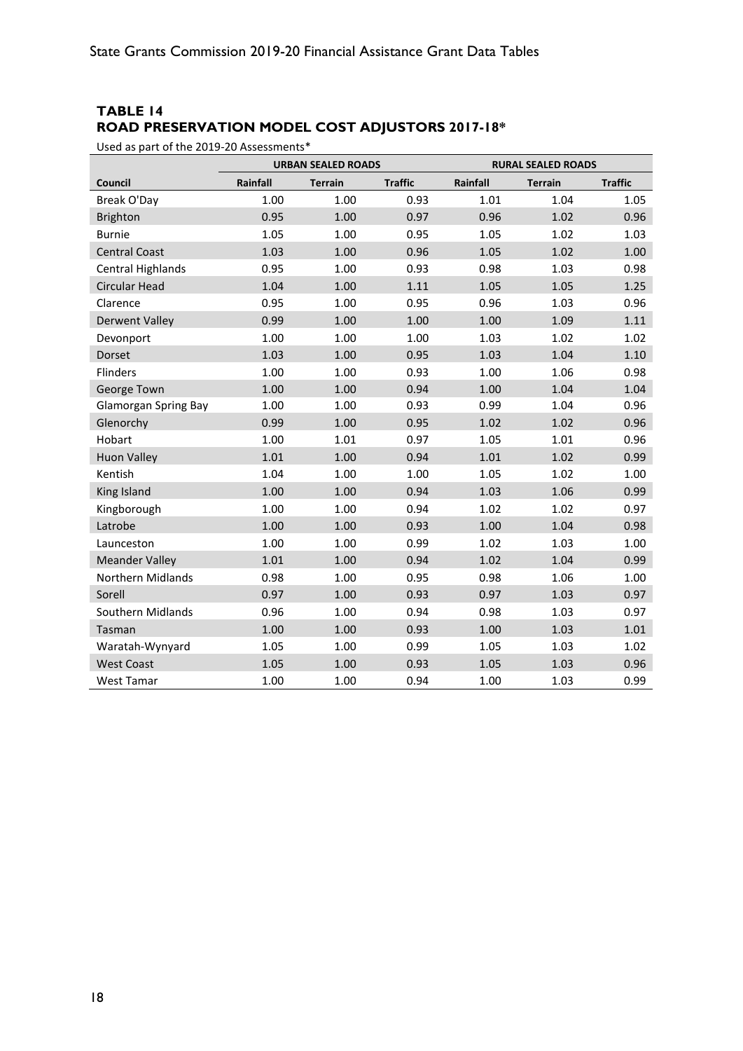## TABLE 14
## ROAD PRESERVATION MODEL COST ADJUSTORS 2017-18*

Used as part of the 2019-20 Assessments*

| | URBAN SEALED ROADS | | | RURAL SEALED ROADS | | |
|---|---|---|---|---|---|---|
| Council | Rainfall | Terrain | Traffic | Rainfall | Terrain | Traffic |
| Break O'Day | 1.00 | 1.00 | 0.93 | 1.01 | 1.04 | 1.05 |
| Brighton | 0.95 | 1.00 | 0.97 | 0.96 | 1.02 | 0.96 |
| Burnie | 1.05 | 1.00 | 0.95 | 1.05 | 1.02 | 1.03 |
| Central Coast | 1.03 | 1.00 | 0.96 | 1.05 | 1.02 | 1.00 |
| Central Highlands | 0.95 | 1.00 | 0.93 | 0.98 | 1.03 | 0.98 |
| Circular Head | 1.04 | 1.00 | 1.11 | 1.05 | 1.05 | 1.25 |
| Clarence | 0.95 | 1.00 | 0.95 | 0.96 | 1.03 | 0.96 |
| Derwent Valley | 0.99 | 1.00 | 1.00 | 1.00 | 1.09 | 1.11 |
| Devonport | 1.00 | 1.00 | 1.00 | 1.03 | 1.02 | 1.02 |
| Dorset | 1.03 | 1.00 | 0.95 | 1.03 | 1.04 | 1.10 |
| Flinders | 1.00 | 1.00 | 0.93 | 1.00 | 1.06 | 0.98 |
| George Town | 1.00 | 1.00 | 0.94 | 1.00 | 1.04 | 1.04 |
| Glamorgan Spring Bay | 1.00 | 1.00 | 0.93 | 0.99 | 1.04 | 0.96 |
| Glenorchy | 0.99 | 1.00 | 0.95 | 1.02 | 1.02 | 0.96 |
| Hobart | 1.00 | 1.01 | 0.97 | 1.05 | 1.01 | 0.96 |
| Huon Valley | 1.01 | 1.00 | 0.94 | 1.01 | 1.02 | 0.99 |
| Kentish | 1.04 | 1.00 | 1.00 | 1.05 | 1.02 | 1.00 |
| King Island | 1.00 | 1.00 | 0.94 | 1.03 | 1.06 | 0.99 |
| Kingborough | 1.00 | 1.00 | 0.94 | 1.02 | 1.02 | 0.97 |
| Latrobe | 1.00 | 1.00 | 0.93 | 1.00 | 1.04 | 0.98 |
| Launceston | 1.00 | 1.00 | 0.99 | 1.02 | 1.03 | 1.00 |
| Meander Valley | 1.01 | 1.00 | 0.94 | 1.02 | 1.04 | 0.99 |
| Northern Midlands | 0.98 | 1.00 | 0.95 | 0.98 | 1.06 | 1.00 |
| Sorell | 0.97 | 1.00 | 0.93 | 0.97 | 1.03 | 0.97 |
| Southern Midlands | 0.96 | 1.00 | 0.94 | 0.98 | 1.03 | 0.97 |
| Tasman | 1.00 | 1.00 | 0.93 | 1.00 | 1.03 | 1.01 |
| Waratah-Wynyard | 1.05 | 1.00 | 0.99 | 1.05 | 1.03 | 1.02 |
| West Coast | 1.05 | 1.00 | 0.93 | 1.05 | 1.03 | 0.96 |
| West Tamar | 1.00 | 1.00 | 0.94 | 1.00 | 1.03 | 0.99 |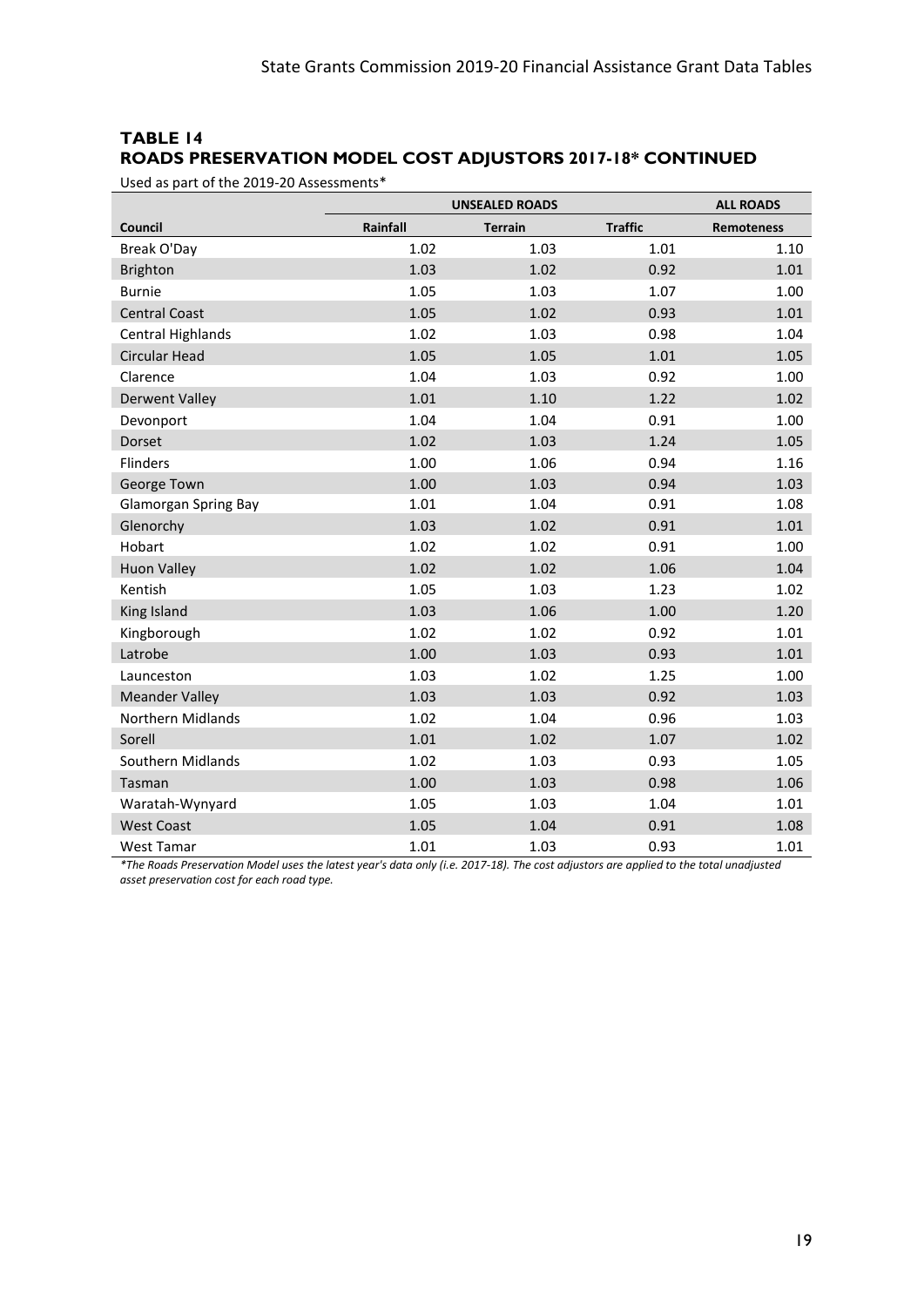## TABLE 14
## ROADS PRESERVATION MODEL COST ADJUSTORS 2017-18* CONTINUED

Used as part of the 2019-20 Assessments*

| | UNSEALED ROADS | | | ALL ROADS |
|---|---|---|---|---|
| **Council** | **Rainfall** | **Terrain** | **Traffic** | **Remoteness** |
| Break O'Day | 1.02 | 1.03 | 1.01 | 1.10 |
| Brighton | 1.03 | 1.02 | 0.92 | 1.01 |
| Burnie | 1.05 | 1.03 | 1.07 | 1.00 |
| Central Coast | 1.05 | 1.02 | 0.93 | 1.01 |
| Central Highlands | 1.02 | 1.03 | 0.98 | 1.04 |
| Circular Head | 1.05 | 1.05 | 1.01 | 1.05 |
| Clarence | 1.04 | 1.03 | 0.92 | 1.00 |
| Derwent Valley | 1.01 | 1.10 | 1.22 | 1.02 |
| Devonport | 1.04 | 1.04 | 0.91 | 1.00 |
| Dorset | 1.02 | 1.03 | 1.24 | 1.05 |
| Flinders | 1.00 | 1.06 | 0.94 | 1.16 |
| George Town | 1.00 | 1.03 | 0.94 | 1.03 |
| Glamorgan Spring Bay | 1.01 | 1.04 | 0.91 | 1.08 |
| Glenorchy | 1.03 | 1.02 | 0.91 | 1.01 |
| Hobart | 1.02 | 1.02 | 0.91 | 1.00 |
| Huon Valley | 1.02 | 1.02 | 1.06 | 1.04 |
| Kentish | 1.05 | 1.03 | 1.23 | 1.02 |
| King Island | 1.03 | 1.06 | 1.00 | 1.20 |
| Kingborough | 1.02 | 1.02 | 0.92 | 1.01 |
| Latrobe | 1.00 | 1.03 | 0.93 | 1.01 |
| Launceston | 1.03 | 1.02 | 1.25 | 1.00 |
| Meander Valley | 1.03 | 1.03 | 0.92 | 1.03 |
| Northern Midlands | 1.02 | 1.04 | 0.96 | 1.03 |
| Sorell | 1.01 | 1.02 | 1.07 | 1.02 |
| Southern Midlands | 1.02 | 1.03 | 0.93 | 1.05 |
| Tasman | 1.00 | 1.03 | 0.98 | 1.06 |
| Waratah-Wynyard | 1.05 | 1.03 | 1.04 | 1.01 |
| West Coast | 1.05 | 1.04 | 0.91 | 1.08 |
| West Tamar | 1.01 | 1.03 | 0.93 | 1.01 |

*\*The Roads Preservation Model uses the latest year's data only (i.e. 2017-18). The cost adjustors are applied to the total unadjusted asset preservation cost for each road type.*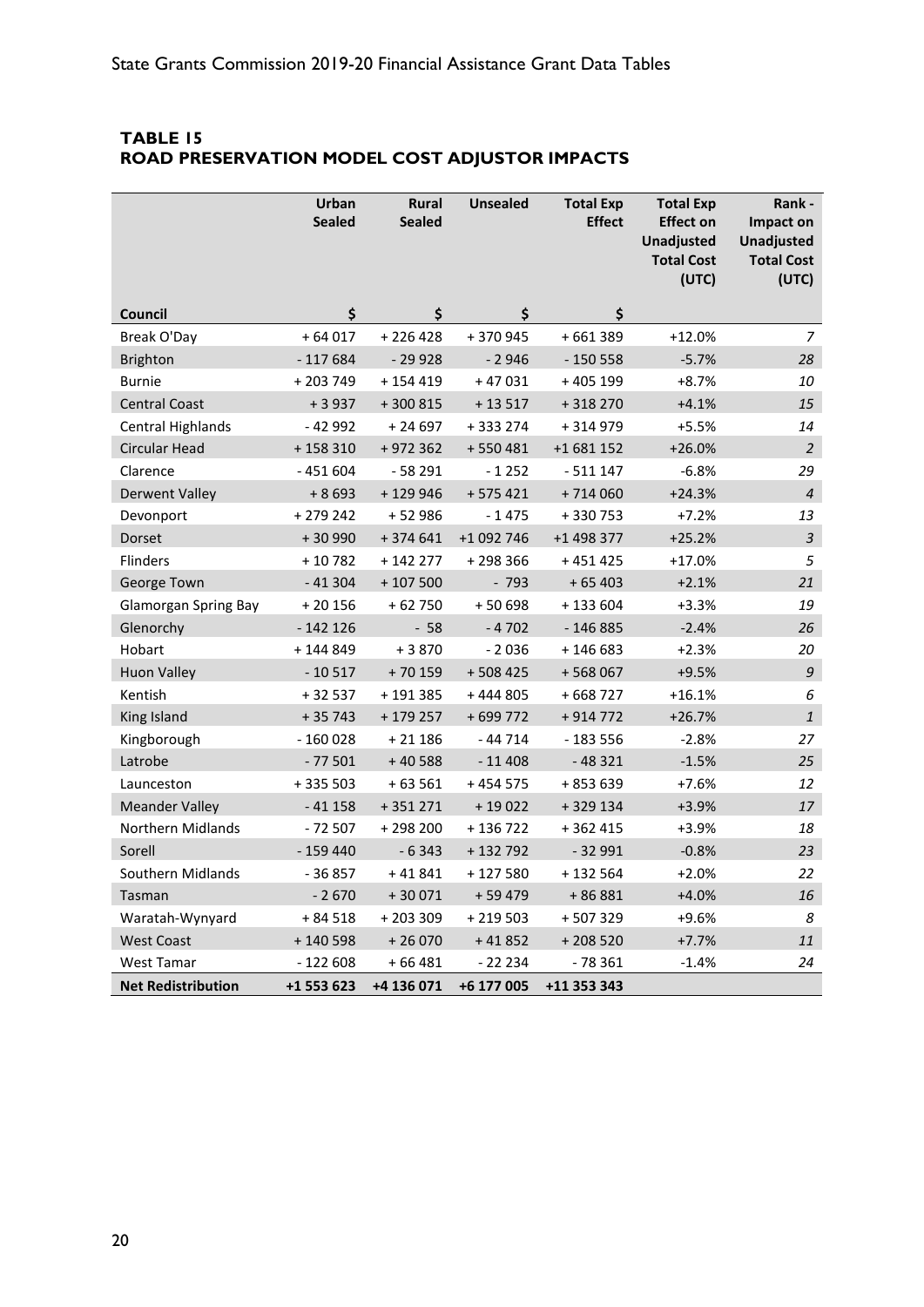## TABLE 15
## ROAD PRESERVATION MODEL COST ADJUSTOR IMPACTS

| Council | Urban Sealed | Rural Sealed | Unsealed | Total Exp Effect | Total Exp Effect on Unadjusted Total Cost (UTC) | Rank - Impact on Unadjusted Total Cost (UTC) |
|---|---|---|---|---|---|---|
| | $ | $ | $ | $ | | |
| Break O'Day | + 64 017 | + 226 428 | + 370 945 | + 661 389 | +12.0% | *7* |
| Brighton | - 117 684 | - 29 928 | - 2 946 | - 150 558 | -5.7% | *28* |
| Burnie | + 203 749 | + 154 419 | + 47 031 | + 405 199 | +8.7% | *10* |
| Central Coast | + 3 937 | + 300 815 | + 13 517 | + 318 270 | +4.1% | *15* |
| Central Highlands | - 42 992 | + 24 697 | + 333 274 | + 314 979 | +5.5% | *14* |
| Circular Head | + 158 310 | + 972 362 | + 550 481 | +1 681 152 | +26.0% | *2* |
| Clarence | - 451 604 | - 58 291 | - 1 252 | - 511 147 | -6.8% | *29* |
| Derwent Valley | + 8 693 | + 129 946 | + 575 421 | + 714 060 | +24.3% | *4* |
| Devonport | + 279 242 | + 52 986 | - 1 475 | + 330 753 | +7.2% | *13* |
| Dorset | + 30 990 | + 374 641 | +1 092 746 | +1 498 377 | +25.2% | *3* |
| Flinders | + 10 782 | + 142 277 | + 298 366 | + 451 425 | +17.0% | *5* |
| George Town | - 41 304 | + 107 500 | - 793 | + 65 403 | +2.1% | *21* |
| Glamorgan Spring Bay | + 20 156 | + 62 750 | + 50 698 | + 133 604 | +3.3% | *19* |
| Glenorchy | - 142 126 | - 58 | - 4 702 | - 146 885 | -2.4% | *26* |
| Hobart | + 144 849 | + 3 870 | - 2 036 | + 146 683 | +2.3% | *20* |
| Huon Valley | - 10 517 | + 70 159 | + 508 425 | + 568 067 | +9.5% | *9* |
| Kentish | + 32 537 | + 191 385 | + 444 805 | + 668 727 | +16.1% | *6* |
| King Island | + 35 743 | + 179 257 | + 699 772 | + 914 772 | +26.7% | *1* |
| Kingborough | - 160 028 | + 21 186 | - 44 714 | - 183 556 | -2.8% | *27* |
| Latrobe | - 77 501 | + 40 588 | - 11 408 | - 48 321 | -1.5% | *25* |
| Launceston | + 335 503 | + 63 561 | + 454 575 | + 853 639 | +7.6% | *12* |
| Meander Valley | - 41 158 | + 351 271 | + 19 022 | + 329 134 | +3.9% | *17* |
| Northern Midlands | - 72 507 | + 298 200 | + 136 722 | + 362 415 | +3.9% | *18* |
| Sorell | - 159 440 | - 6 343 | + 132 792 | - 32 991 | -0.8% | *23* |
| Southern Midlands | - 36 857 | + 41 841 | + 127 580 | + 132 564 | +2.0% | *22* |
| Tasman | - 2 670 | + 30 071 | + 59 479 | + 86 881 | +4.0% | *16* |
| Waratah-Wynyard | + 84 518 | + 203 309 | + 219 503 | + 507 329 | +9.6% | *8* |
| West Coast | + 140 598 | + 26 070 | + 41 852 | + 208 520 | +7.7% | *11* |
| West Tamar | - 122 608 | + 66 481 | - 22 234 | - 78 361 | -1.4% | *24* |
| **Net Redistribution** | **+1 553 623** | **+4 136 071** | **+6 177 005** | **+11 353 343** | | |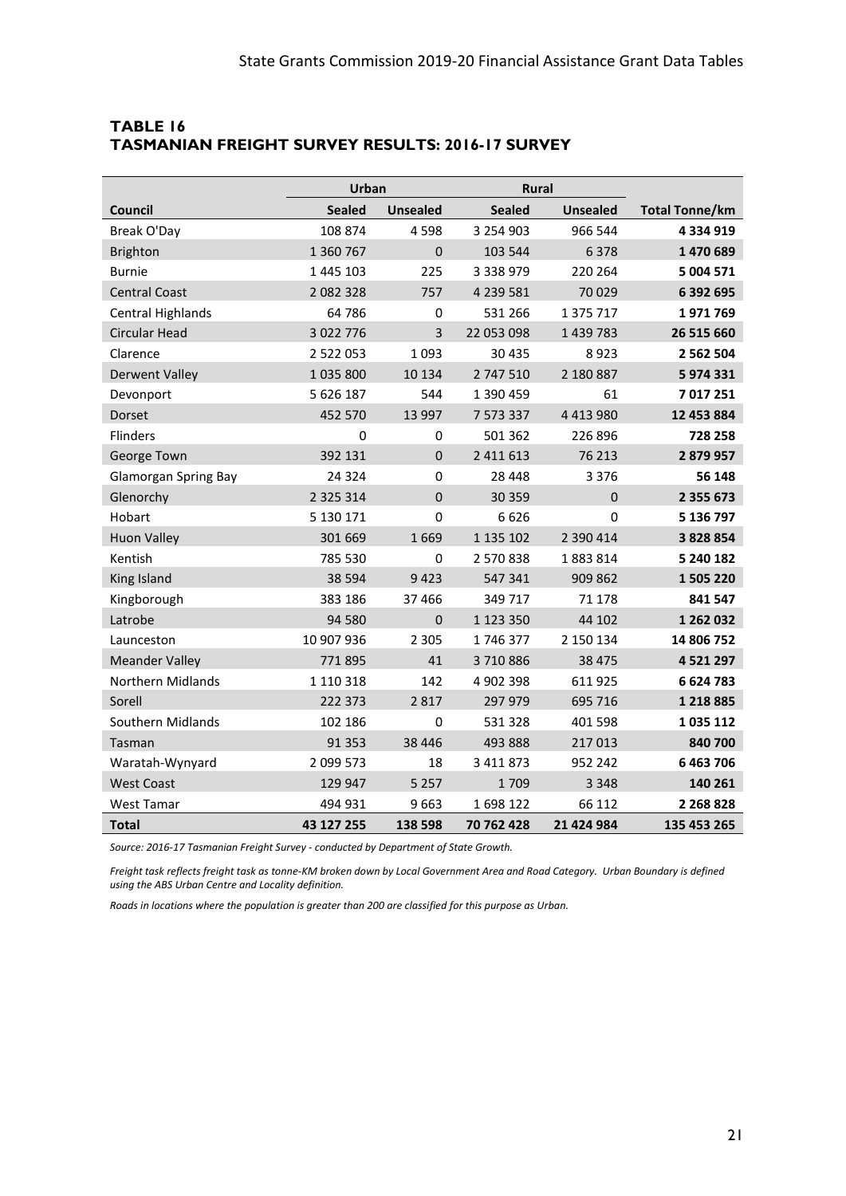## TABLE 16
## TASMANIAN FREIGHT SURVEY RESULTS: 2016-17 SURVEY

| | Urban | | Rural | | |
|---|---|---|---|---|---|
| **Council** | **Sealed** | **Unsealed** | **Sealed** | **Unsealed** | **Total Tonne/km** |
| Break O'Day | 108 874 | 4 598 | 3 254 903 | 966 544 | **4 334 919** |
| Brighton | 1 360 767 | 0 | 103 544 | 6 378 | **1 470 689** |
| Burnie | 1 445 103 | 225 | 3 338 979 | 220 264 | **5 004 571** |
| Central Coast | 2 082 328 | 757 | 4 239 581 | 70 029 | **6 392 695** |
| Central Highlands | 64 786 | 0 | 531 266 | 1 375 717 | **1 971 769** |
| Circular Head | 3 022 776 | 3 | 22 053 098 | 1 439 783 | **26 515 660** |
| Clarence | 2 522 053 | 1 093 | 30 435 | 8 923 | **2 562 504** |
| Derwent Valley | 1 035 800 | 10 134 | 2 747 510 | 2 180 887 | **5 974 331** |
| Devonport | 5 626 187 | 544 | 1 390 459 | 61 | **7 017 251** |
| Dorset | 452 570 | 13 997 | 7 573 337 | 4 413 980 | **12 453 884** |
| Flinders | 0 | 0 | 501 362 | 226 896 | **728 258** |
| George Town | 392 131 | 0 | 2 411 613 | 76 213 | **2 879 957** |
| Glamorgan Spring Bay | 24 324 | 0 | 28 448 | 3 376 | **56 148** |
| Glenorchy | 2 325 314 | 0 | 30 359 | 0 | **2 355 673** |
| Hobart | 5 130 171 | 0 | 6 626 | 0 | **5 136 797** |
| Huon Valley | 301 669 | 1 669 | 1 135 102 | 2 390 414 | **3 828 854** |
| Kentish | 785 530 | 0 | 2 570 838 | 1 883 814 | **5 240 182** |
| King Island | 38 594 | 9 423 | 547 341 | 909 862 | **1 505 220** |
| Kingborough | 383 186 | 37 466 | 349 717 | 71 178 | **841 547** |
| Latrobe | 94 580 | 0 | 1 123 350 | 44 102 | **1 262 032** |
| Launceston | 10 907 936 | 2 305 | 1 746 377 | 2 150 134 | **14 806 752** |
| Meander Valley | 771 895 | 41 | 3 710 886 | 38 475 | **4 521 297** |
| Northern Midlands | 1 110 318 | 142 | 4 902 398 | 611 925 | **6 624 783** |
| Sorell | 222 373 | 2 817 | 297 979 | 695 716 | **1 218 885** |
| Southern Midlands | 102 186 | 0 | 531 328 | 401 598 | **1 035 112** |
| Tasman | 91 353 | 38 446 | 493 888 | 217 013 | **840 700** |
| Waratah-Wynyard | 2 099 573 | 18 | 3 411 873 | 952 242 | **6 463 706** |
| West Coast | 129 947 | 5 257 | 1 709 | 3 348 | **140 261** |
| West Tamar | 494 931 | 9 663 | 1 698 122 | 66 112 | **2 268 828** |
| **Total** | **43 127 255** | **138 598** | **70 762 428** | **21 424 984** | **135 453 265** |

*Source: 2016-17 Tasmanian Freight Survey - conducted by Department of State Growth.*

*Freight task reflects freight task as tonne-KM broken down by Local Government Area and Road Category. Urban Boundary is defined using the ABS Urban Centre and Locality definition.*

*Roads in locations where the population is greater than 200 are classified for this purpose as Urban.*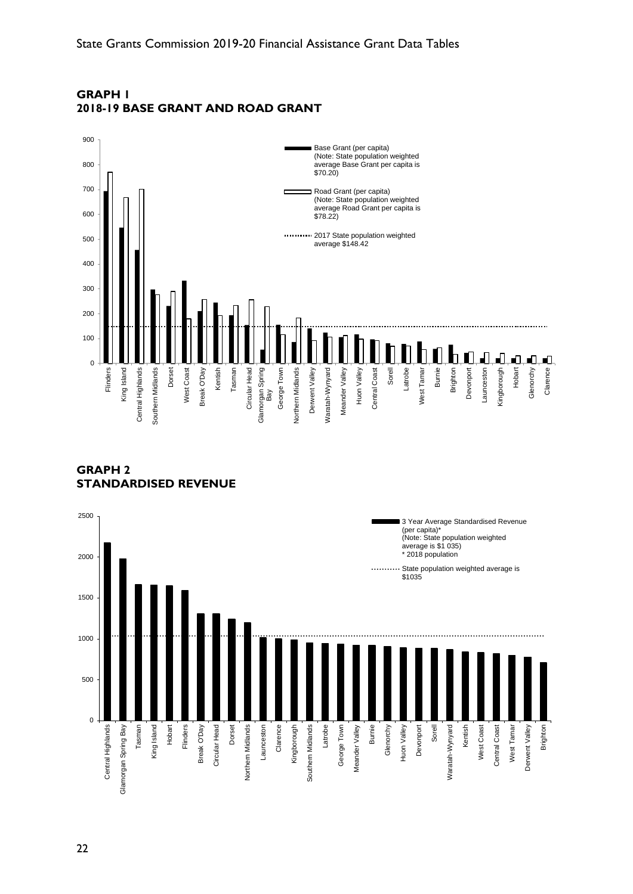## GRAPH 1
## 2018-19 BASE GRANT AND ROAD GRANT

Base Grant (per capita) (Note: State population weighted average Base Grant per capita is $70.20)

Road Grant (per capita) (Note: State population weighted average Road Grant per capita is $78.22)

2017 State population weighted average $148.42

## GRAPH 2
## STANDARDISED REVENUE

3 Year Average Standardised Revenue (per capita)* (Note: State population weighted average is $1 035) * 2018 population

State population weighted average is $1035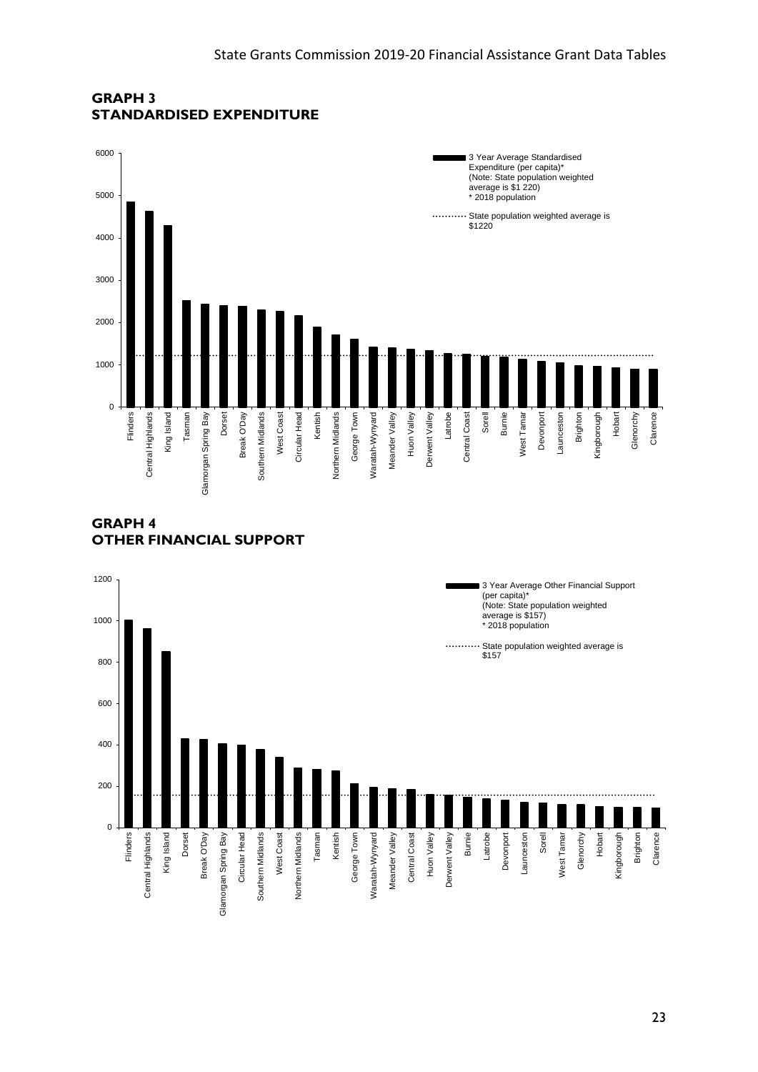## GRAPH 3
## STANDARDISED EXPENDITURE

3 Year Average Standardised Expenditure (per capita)*
(Note: State population weighted average is $1 220)
* 2018 population

State population weighted average is $1220

Flinders, Central Highlands, King Island, Tasman, Glamorgan Spring Bay, Dorset, Break O'Day, Southern Midlands, West Coast, Circular Head, Kentish, Northern Midlands, George Town, Waratah-Wynyard, Meander Valley, Huon Valley, Derwent Valley, Latrobe, Central Coast, Sorell, Burnie, West Tamar, Devonport, Launceston, Brighton, Kingborough, Hobart, Glenorchy, Clarence

## GRAPH 4
## OTHER FINANCIAL SUPPORT

3 Year Average Other Financial Support (per capita)*
(Note: State population weighted average is $157)
* 2018 population

State population weighted average is $157

Flinders, Central Highlands, King Island, Dorset, Break O'Day, Glamorgan Spring Bay, Circular Head, Southern Midlands, West Coast, Northern Midlands, Tasman, Kentish, George Town, Waratah-Wynyard, Meander Valley, Central Coast, Huon Valley, Derwent Valley, Burnie, Latrobe, Devonport, Launceston, Sorell, West Tamar, Glenorchy, Hobart, Kingborough, Brighton, Clarence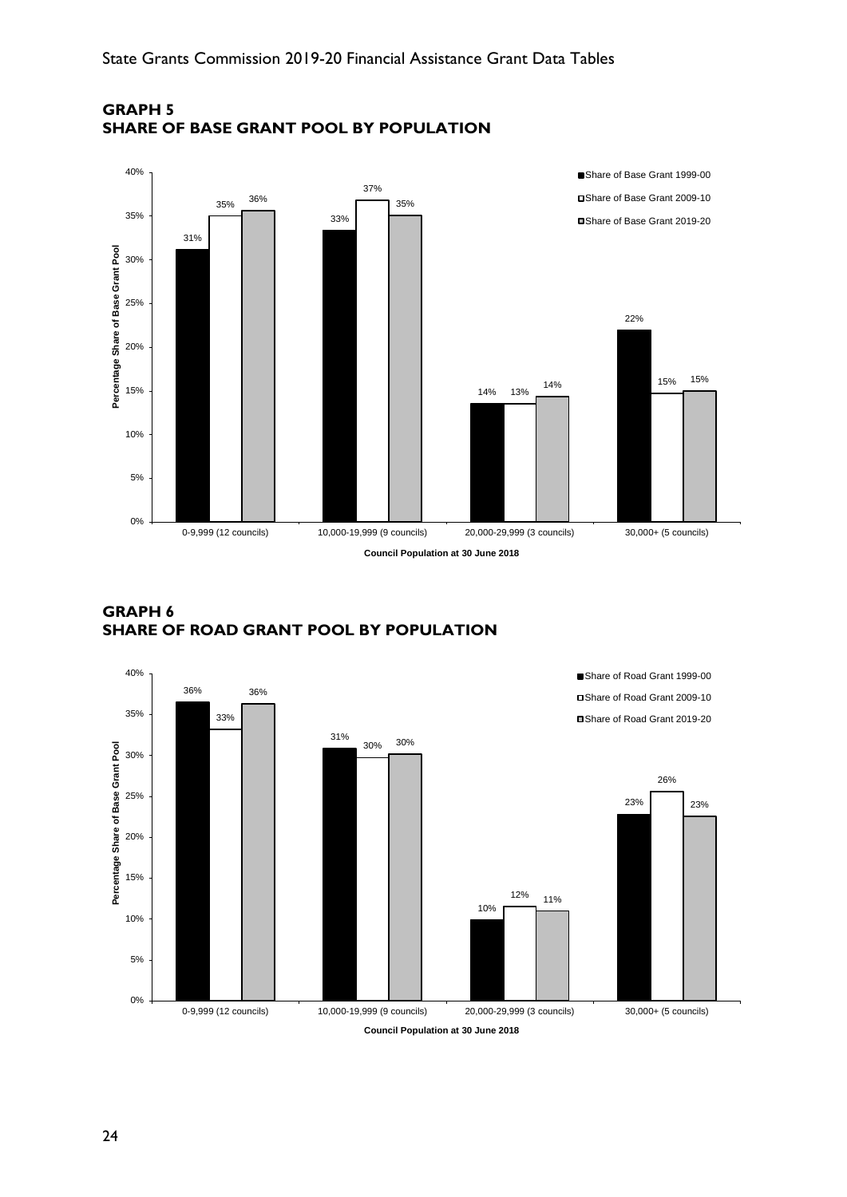## GRAPH 5
## SHARE OF BASE GRANT POOL BY POPULATION

| Council Population at 30 June 2018 | Share of Base Grant 1999-00 | Share of Base Grant 2009-10 | Share of Base Grant 2019-20 |
|---|---|---|---|
| 0-9,999 (12 councils) | 31% | 35% | 36% |
| 10,000-19,999 (9 councils) | 33% | 37% | 35% |
| 20,000-29,999 (3 councils) | 14% | 13% | 14% |
| 30,000+ (5 councils) | 22% | 15% | 15% |

Percentage Share of Base Grant Pool

## GRAPH 6
## SHARE OF ROAD GRANT POOL BY POPULATION

| Council Population at 30 June 2018 | Share of Road Grant 1999-00 | Share of Road Grant 2009-10 | Share of Road Grant 2019-20 |
|---|---|---|---|
| 0-9,999 (12 councils) | 36% | 33% | 36% |
| 10,000-19,999 (9 councils) | 31% | 30% | 30% |
| 20,000-29,999 (3 councils) | 10% | 12% | 11% |
| 30,000+ (5 councils) | 23% | 26% | 23% |

Percentage Share of Base Grant Pool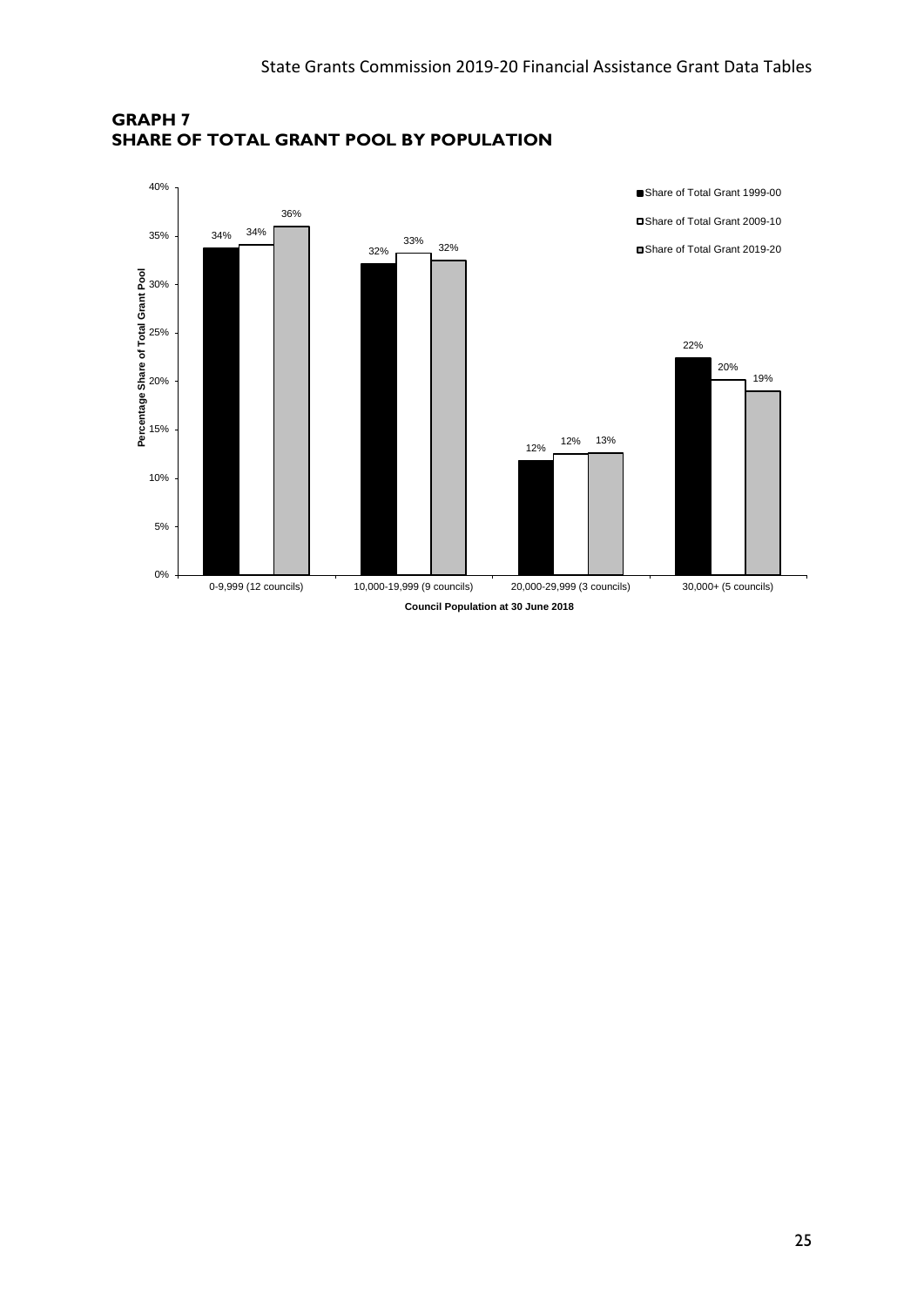## GRAPH 7
## SHARE OF TOTAL GRANT POOL BY POPULATION

| Council Population at 30 June 2018 | Share of Total Grant 1999-00 | Share of Total Grant 2009-10 | Share of Total Grant 2019-20 |
|---|---|---|---|
| 0-9,999 (12 councils) | 34% | 34% | 36% |
| 10,000-19,999 (9 councils) | 32% | 33% | 32% |
| 20,000-29,999 (3 councils) | 12% | 12% | 13% |
| 30,000+ (5 councils) | 22% | 20% | 19% |

Percentage Share of Total Grant Pool

Council Population at 30 June 2018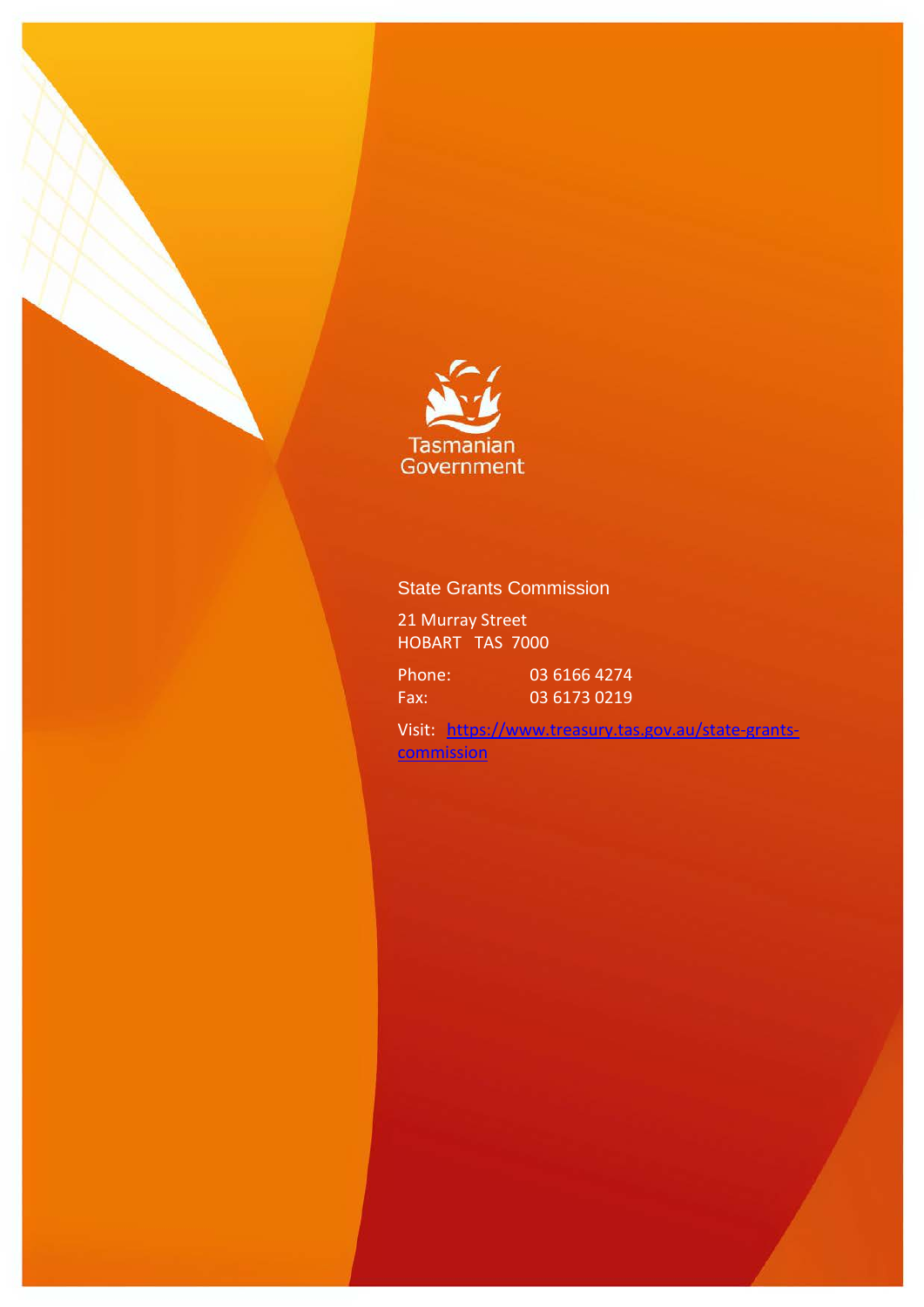Tasmanian Government

State Grants Commission

21 Murray Street
HOBART TAS 7000

Phone: 03 6166 4274
Fax: 03 6173 0219

Visit: [https://www.treasury.tas.gov.au/state-grants-commission](https://www.treasury.tas.gov.au/state-grants-commission)